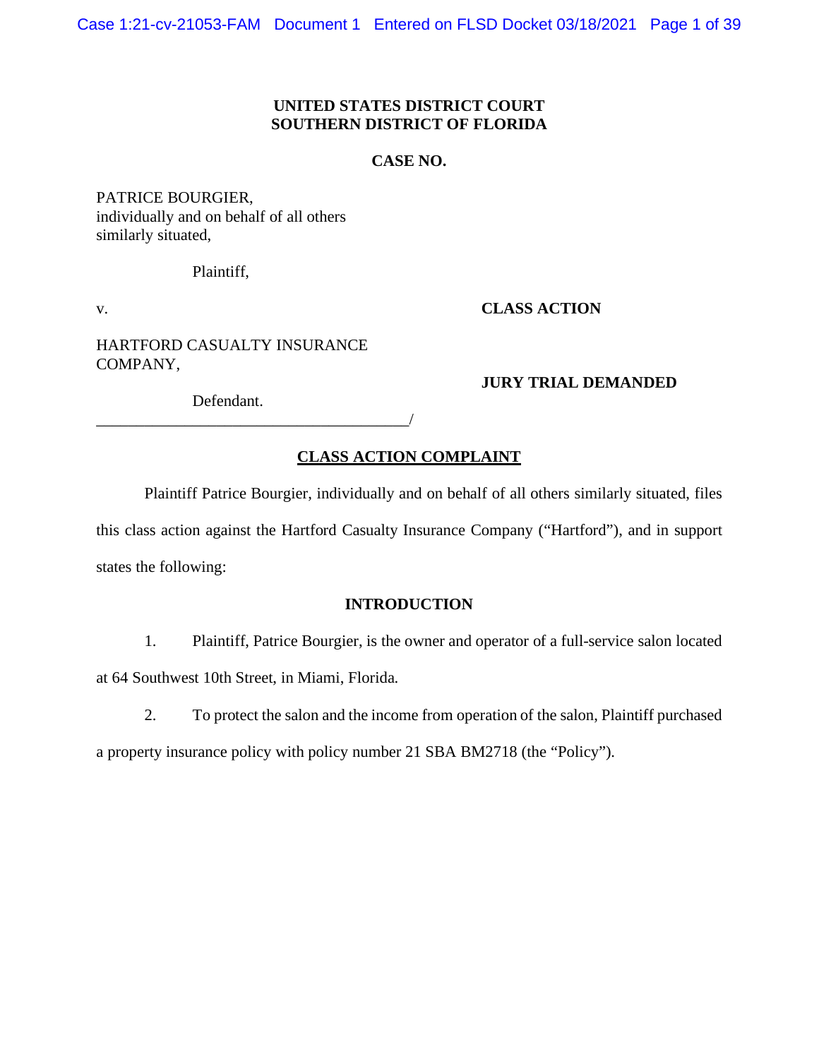**UNITED STATES DISTRICT COURT**
**SOUTHERN DISTRICT OF FLORIDA**

**CASE NO.**

PATRICE BOURGIER,
individually and on behalf of all others
similarly situated,

Plaintiff,

v.

**CLASS ACTION**

HARTFORD CASUALTY INSURANCE
COMPANY,

**JURY TRIAL DEMANDED**

Defendant.
_______________________________________/

# CLASS ACTION COMPLAINT

Plaintiff Patrice Bourgier, individually and on behalf of all others similarly situated, files this class action against the Hartford Casualty Insurance Company ("Hartford"), and in support states the following:

## INTRODUCTION

1. Plaintiff, Patrice Bourgier, is the owner and operator of a full-service salon located at 64 Southwest 10th Street, in Miami, Florida.

2. To protect the salon and the income from operation of the salon, Plaintiff purchased a property insurance policy with policy number 21 SBA BM2718 (the "Policy").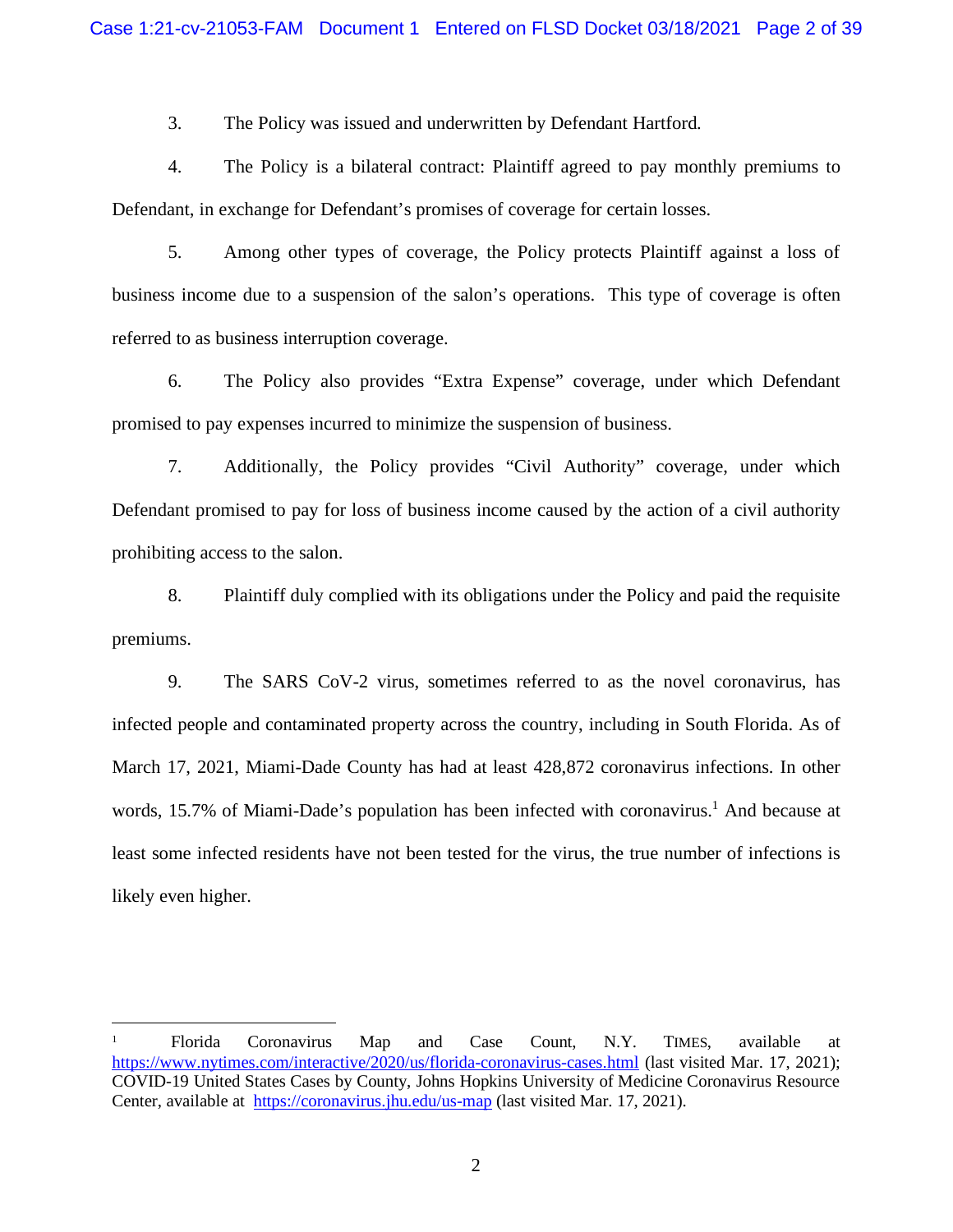3. The Policy was issued and underwritten by Defendant Hartford.

4. The Policy is a bilateral contract: Plaintiff agreed to pay monthly premiums to Defendant, in exchange for Defendant's promises of coverage for certain losses.

5. Among other types of coverage, the Policy protects Plaintiff against a loss of business income due to a suspension of the salon's operations. This type of coverage is often referred to as business interruption coverage.

6. The Policy also provides "Extra Expense" coverage, under which Defendant promised to pay expenses incurred to minimize the suspension of business.

7. Additionally, the Policy provides "Civil Authority" coverage, under which Defendant promised to pay for loss of business income caused by the action of a civil authority prohibiting access to the salon.

8. Plaintiff duly complied with its obligations under the Policy and paid the requisite premiums.

9. The SARS CoV-2 virus, sometimes referred to as the novel coronavirus, has infected people and contaminated property across the country, including in South Florida. As of March 17, 2021, Miami-Dade County has had at least 428,872 coronavirus infections. In other words, 15.7% of Miami-Dade's population has been infected with coronavirus.[1] And because at least some infected residents have not been tested for the virus, the true number of infections is likely even higher.

---

[1] Florida Coronavirus Map and Case Count, N.Y. TIMES, available at https://www.nytimes.com/interactive/2020/us/florida-coronavirus-cases.html (last visited Mar. 17, 2021); COVID-19 United States Cases by County, Johns Hopkins University of Medicine Coronavirus Resource Center, available at https://coronavirus.jhu.edu/us-map (last visited Mar. 17, 2021).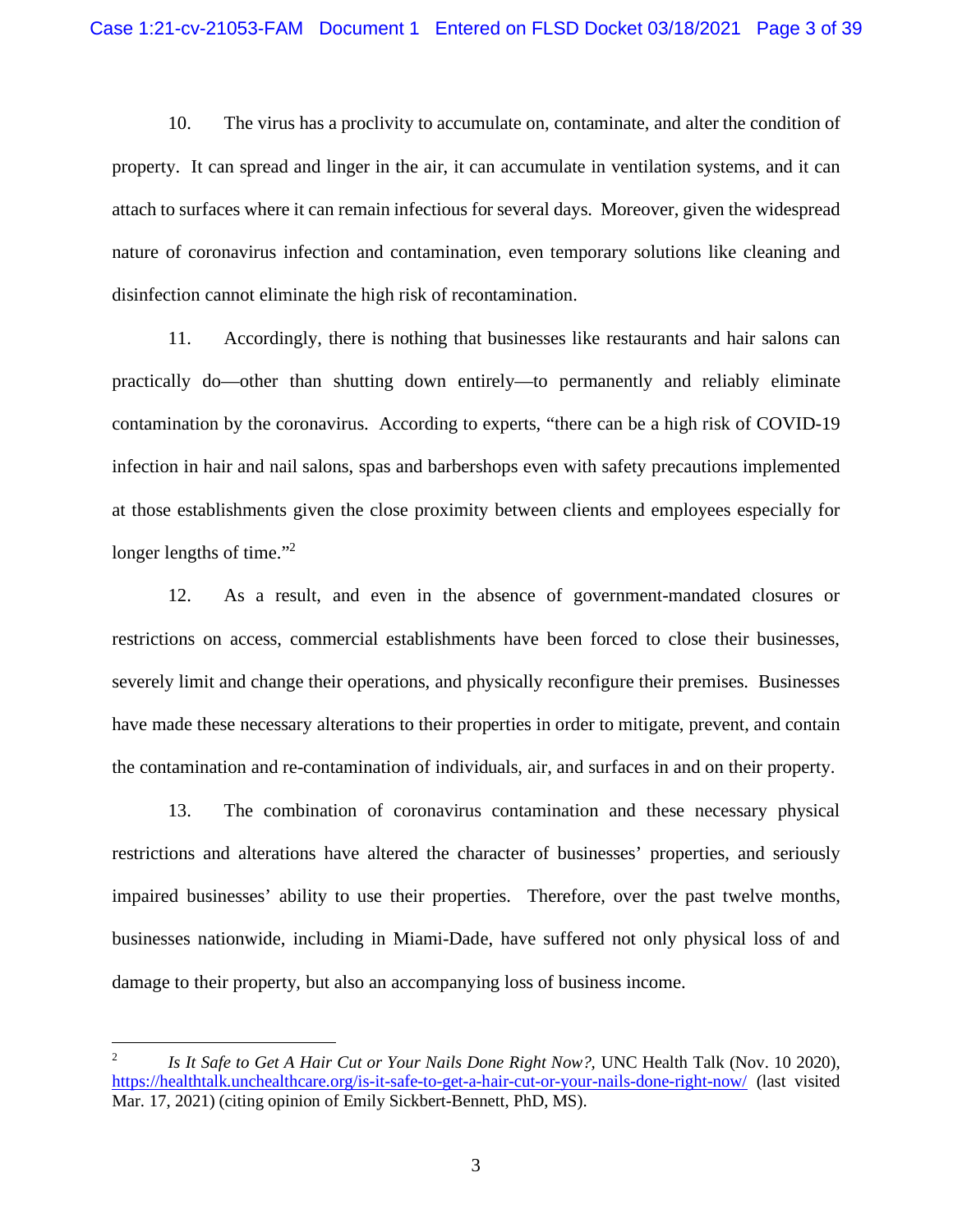10. The virus has a proclivity to accumulate on, contaminate, and alter the condition of property. It can spread and linger in the air, it can accumulate in ventilation systems, and it can attach to surfaces where it can remain infectious for several days. Moreover, given the widespread nature of coronavirus infection and contamination, even temporary solutions like cleaning and disinfection cannot eliminate the high risk of recontamination.

11. Accordingly, there is nothing that businesses like restaurants and hair salons can practically do—other than shutting down entirely—to permanently and reliably eliminate contamination by the coronavirus. According to experts, "there can be a high risk of COVID-19 infection in hair and nail salons, spas and barbershops even with safety precautions implemented at those establishments given the close proximity between clients and employees especially for longer lengths of time."[2]

12. As a result, and even in the absence of government-mandated closures or restrictions on access, commercial establishments have been forced to close their businesses, severely limit and change their operations, and physically reconfigure their premises. Businesses have made these necessary alterations to their properties in order to mitigate, prevent, and contain the contamination and re-contamination of individuals, air, and surfaces in and on their property.

13. The combination of coronavirus contamination and these necessary physical restrictions and alterations have altered the character of businesses' properties, and seriously impaired businesses' ability to use their properties. Therefore, over the past twelve months, businesses nationwide, including in Miami-Dade, have suffered not only physical loss of and damage to their property, but also an accompanying loss of business income.

---

[2] *Is It Safe to Get A Hair Cut or Your Nails Done Right Now?*, UNC Health Talk (Nov. 10 2020), https://healthtalk.unchealthcare.org/is-it-safe-to-get-a-hair-cut-or-your-nails-done-right-now/ (last visited Mar. 17, 2021) (citing opinion of Emily Sickbert-Bennett, PhD, MS).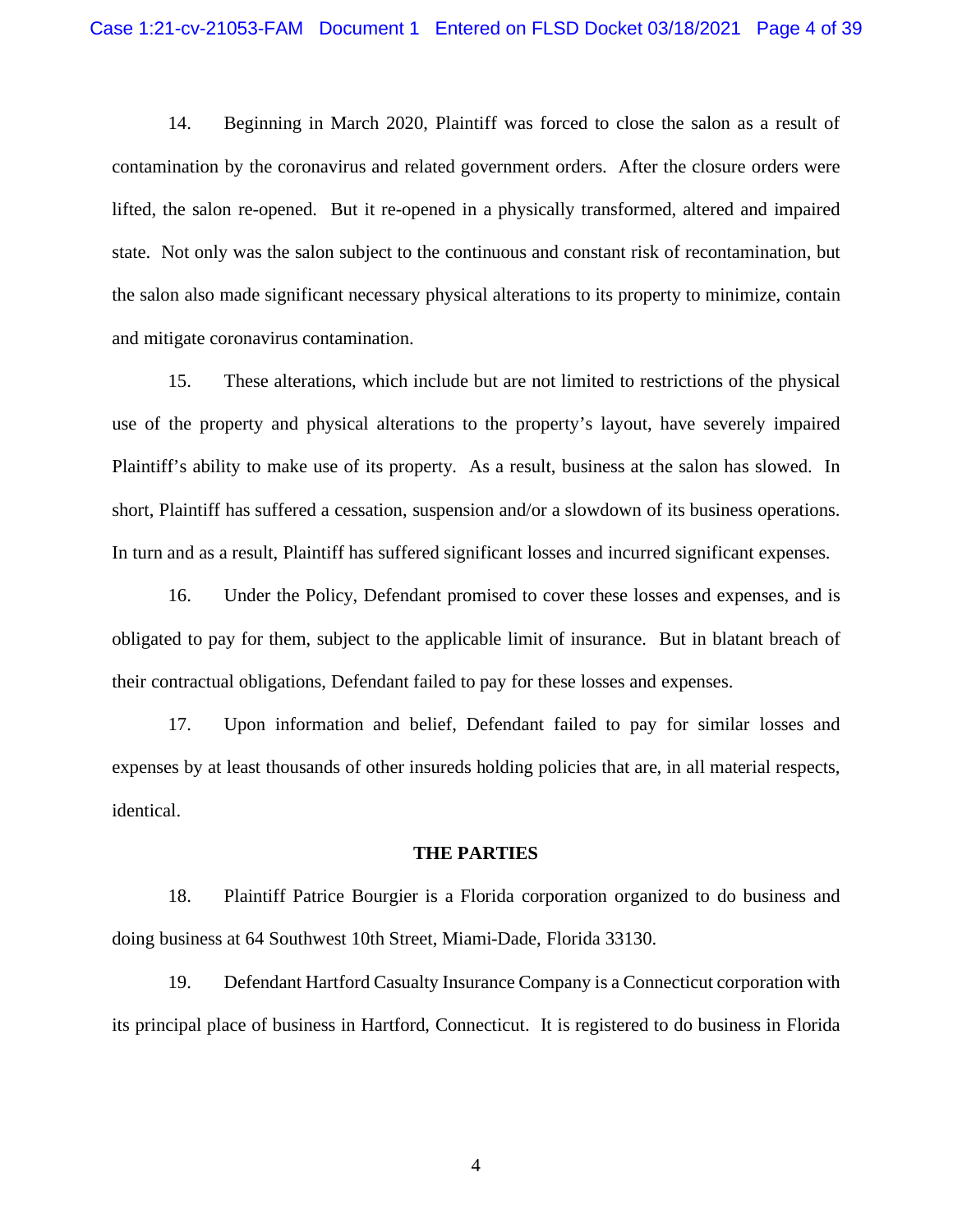14. Beginning in March 2020, Plaintiff was forced to close the salon as a result of contamination by the coronavirus and related government orders. After the closure orders were lifted, the salon re-opened. But it re-opened in a physically transformed, altered and impaired state. Not only was the salon subject to the continuous and constant risk of recontamination, but the salon also made significant necessary physical alterations to its property to minimize, contain and mitigate coronavirus contamination.

15. These alterations, which include but are not limited to restrictions of the physical use of the property and physical alterations to the property's layout, have severely impaired Plaintiff's ability to make use of its property. As a result, business at the salon has slowed. In short, Plaintiff has suffered a cessation, suspension and/or a slowdown of its business operations. In turn and as a result, Plaintiff has suffered significant losses and incurred significant expenses.

16. Under the Policy, Defendant promised to cover these losses and expenses, and is obligated to pay for them, subject to the applicable limit of insurance. But in blatant breach of their contractual obligations, Defendant failed to pay for these losses and expenses.

17. Upon information and belief, Defendant failed to pay for similar losses and expenses by at least thousands of other insureds holding policies that are, in all material respects, identical.

**THE PARTIES**

18. Plaintiff Patrice Bourgier is a Florida corporation organized to do business and doing business at 64 Southwest 10th Street, Miami-Dade, Florida 33130.

19. Defendant Hartford Casualty Insurance Company is a Connecticut corporation with its principal place of business in Hartford, Connecticut. It is registered to do business in Florida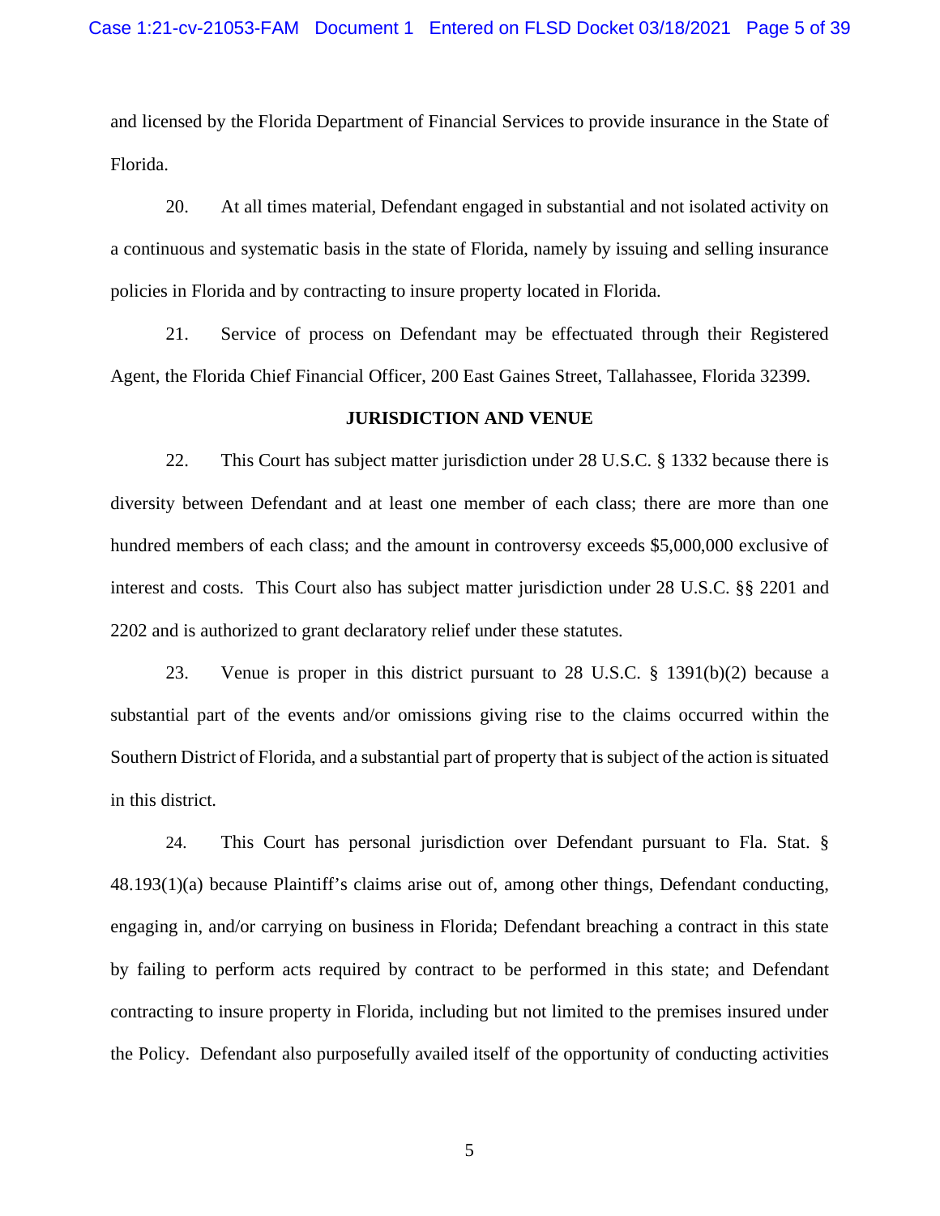and licensed by the Florida Department of Financial Services to provide insurance in the State of Florida.

20. At all times material, Defendant engaged in substantial and not isolated activity on a continuous and systematic basis in the state of Florida, namely by issuing and selling insurance policies in Florida and by contracting to insure property located in Florida.

21. Service of process on Defendant may be effectuated through their Registered Agent, the Florida Chief Financial Officer, 200 East Gaines Street, Tallahassee, Florida 32399.

**JURISDICTION AND VENUE**

22. This Court has subject matter jurisdiction under 28 U.S.C. § 1332 because there is diversity between Defendant and at least one member of each class; there are more than one hundred members of each class; and the amount in controversy exceeds $5,000,000 exclusive of interest and costs. This Court also has subject matter jurisdiction under 28 U.S.C. §§ 2201 and 2202 and is authorized to grant declaratory relief under these statutes.

23. Venue is proper in this district pursuant to 28 U.S.C. § 1391(b)(2) because a substantial part of the events and/or omissions giving rise to the claims occurred within the Southern District of Florida, and a substantial part of property that is subject of the action is situated in this district.

24. This Court has personal jurisdiction over Defendant pursuant to Fla. Stat. § 48.193(1)(a) because Plaintiff's claims arise out of, among other things, Defendant conducting, engaging in, and/or carrying on business in Florida; Defendant breaching a contract in this state by failing to perform acts required by contract to be performed in this state; and Defendant contracting to insure property in Florida, including but not limited to the premises insured under the Policy. Defendant also purposefully availed itself of the opportunity of conducting activities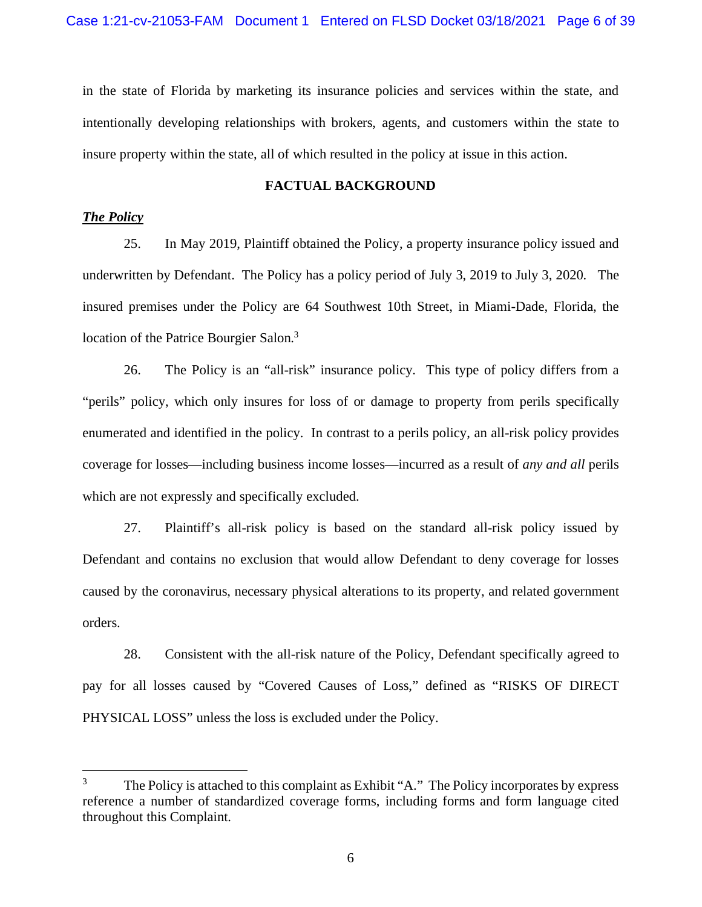in the state of Florida by marketing its insurance policies and services within the state, and intentionally developing relationships with brokers, agents, and customers within the state to insure property within the state, all of which resulted in the policy at issue in this action.

## FACTUAL BACKGROUND

***The Policy***

25. In May 2019, Plaintiff obtained the Policy, a property insurance policy issued and underwritten by Defendant. The Policy has a policy period of July 3, 2019 to July 3, 2020. The insured premises under the Policy are 64 Southwest 10th Street, in Miami-Dade, Florida, the location of the Patrice Bourgier Salon.[3]

26. The Policy is an "all-risk" insurance policy. This type of policy differs from a "perils" policy, which only insures for loss of or damage to property from perils specifically enumerated and identified in the policy. In contrast to a perils policy, an all-risk policy provides coverage for losses—including business income losses—incurred as a result of *any and all* perils which are not expressly and specifically excluded.

27. Plaintiff's all-risk policy is based on the standard all-risk policy issued by Defendant and contains no exclusion that would allow Defendant to deny coverage for losses caused by the coronavirus, necessary physical alterations to its property, and related government orders.

28. Consistent with the all-risk nature of the Policy, Defendant specifically agreed to pay for all losses caused by "Covered Causes of Loss," defined as "RISKS OF DIRECT PHYSICAL LOSS" unless the loss is excluded under the Policy.

---

[3] The Policy is attached to this complaint as Exhibit "A." The Policy incorporates by express reference a number of standardized coverage forms, including forms and form language cited throughout this Complaint.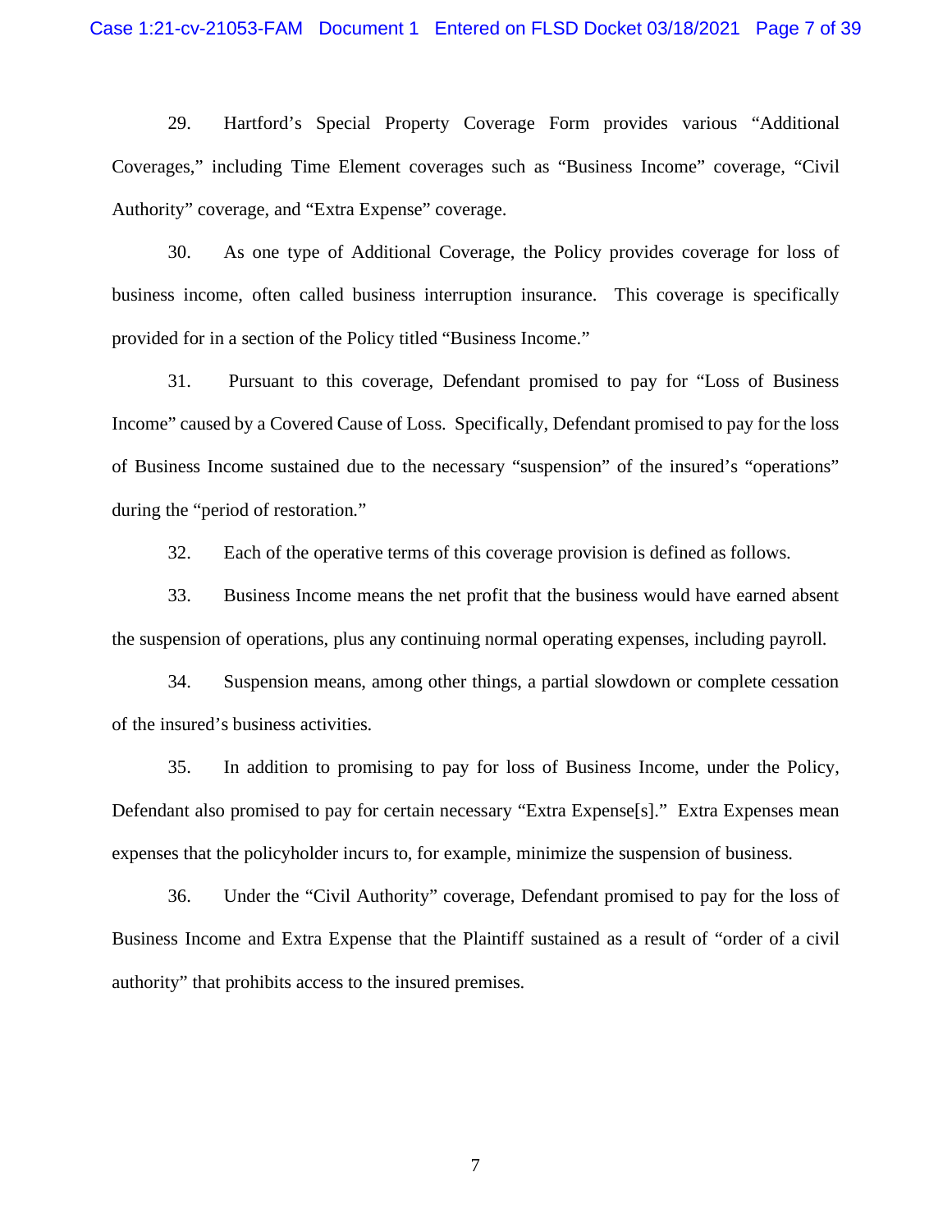29. Hartford's Special Property Coverage Form provides various "Additional Coverages," including Time Element coverages such as "Business Income" coverage, "Civil Authority" coverage, and "Extra Expense" coverage.

30. As one type of Additional Coverage, the Policy provides coverage for loss of business income, often called business interruption insurance. This coverage is specifically provided for in a section of the Policy titled "Business Income."

31. Pursuant to this coverage, Defendant promised to pay for "Loss of Business Income" caused by a Covered Cause of Loss. Specifically, Defendant promised to pay for the loss of Business Income sustained due to the necessary "suspension" of the insured's "operations" during the "period of restoration."

32. Each of the operative terms of this coverage provision is defined as follows.

33. Business Income means the net profit that the business would have earned absent the suspension of operations, plus any continuing normal operating expenses, including payroll.

34. Suspension means, among other things, a partial slowdown or complete cessation of the insured's business activities.

35. In addition to promising to pay for loss of Business Income, under the Policy, Defendant also promised to pay for certain necessary "Extra Expense[s]." Extra Expenses mean expenses that the policyholder incurs to, for example, minimize the suspension of business.

36. Under the "Civil Authority" coverage, Defendant promised to pay for the loss of Business Income and Extra Expense that the Plaintiff sustained as a result of "order of a civil authority" that prohibits access to the insured premises.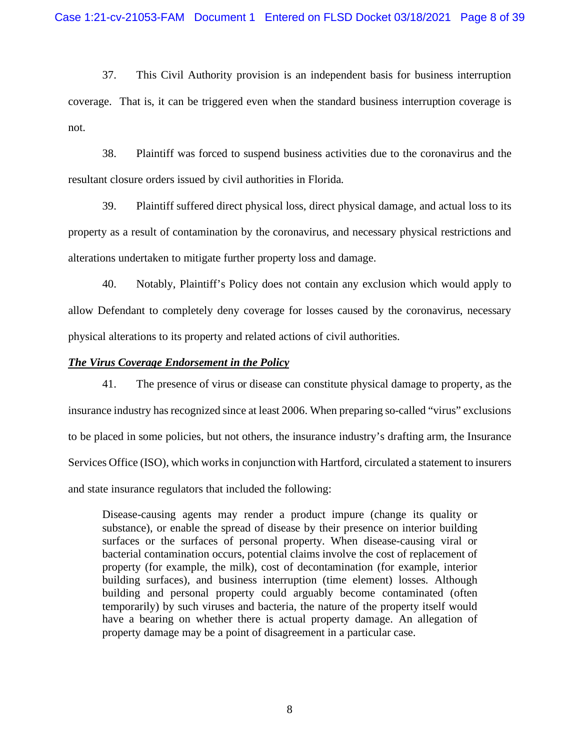37. This Civil Authority provision is an independent basis for business interruption coverage. That is, it can be triggered even when the standard business interruption coverage is not.

38. Plaintiff was forced to suspend business activities due to the coronavirus and the resultant closure orders issued by civil authorities in Florida.

39. Plaintiff suffered direct physical loss, direct physical damage, and actual loss to its property as a result of contamination by the coronavirus, and necessary physical restrictions and alterations undertaken to mitigate further property loss and damage.

40. Notably, Plaintiff's Policy does not contain any exclusion which would apply to allow Defendant to completely deny coverage for losses caused by the coronavirus, necessary physical alterations to its property and related actions of civil authorities.

***<u>The Virus Coverage Endorsement in the Policy</u>***

41. The presence of virus or disease can constitute physical damage to property, as the insurance industry has recognized since at least 2006. When preparing so-called "virus" exclusions to be placed in some policies, but not others, the insurance industry's drafting arm, the Insurance Services Office (ISO), which works in conjunction with Hartford, circulated a statement to insurers and state insurance regulators that included the following:

> Disease-causing agents may render a product impure (change its quality or substance), or enable the spread of disease by their presence on interior building surfaces or the surfaces of personal property. When disease-causing viral or bacterial contamination occurs, potential claims involve the cost of replacement of property (for example, the milk), cost of decontamination (for example, interior building surfaces), and business interruption (time element) losses. Although building and personal property could arguably become contaminated (often temporarily) by such viruses and bacteria, the nature of the property itself would have a bearing on whether there is actual property damage. An allegation of property damage may be a point of disagreement in a particular case.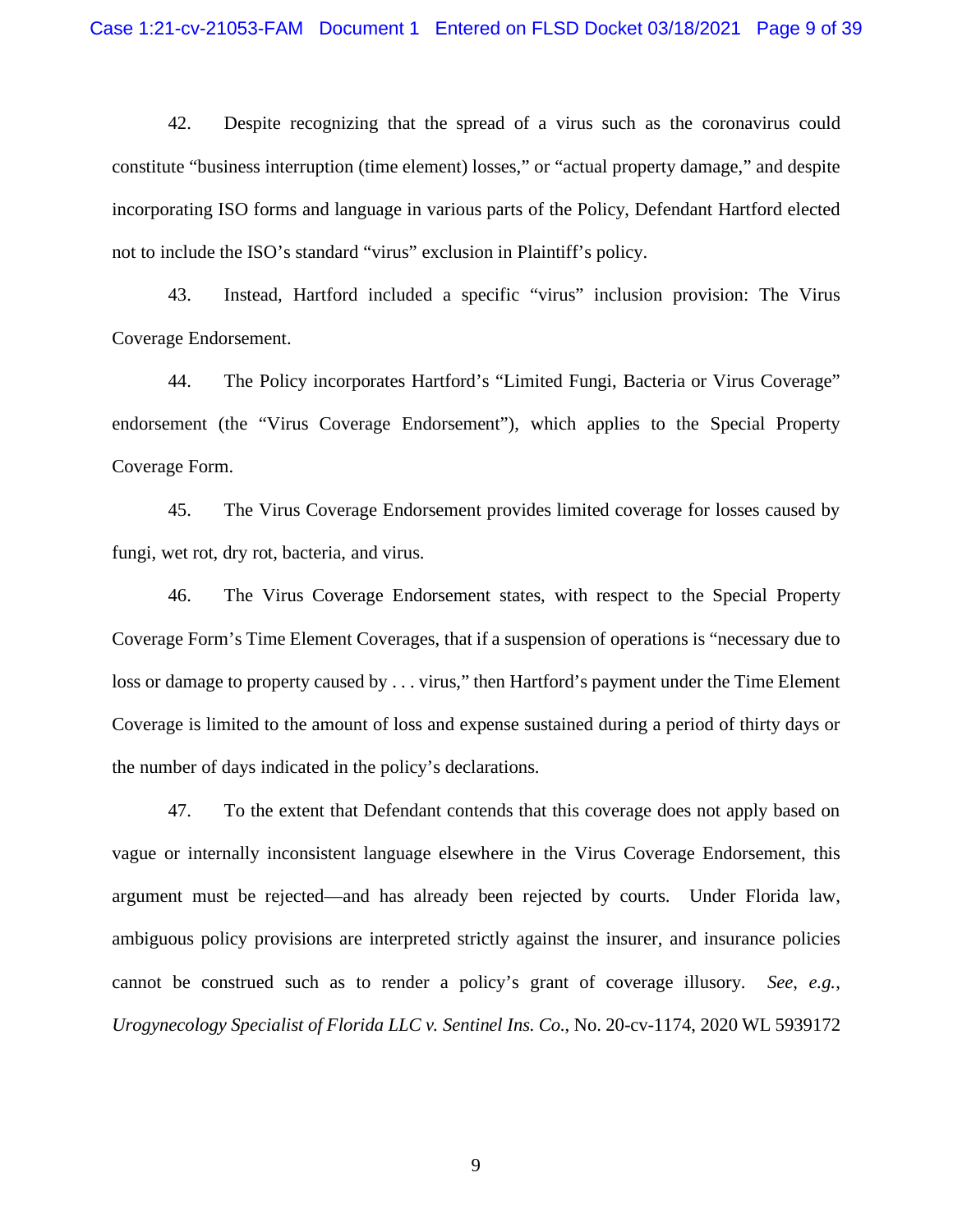42. Despite recognizing that the spread of a virus such as the coronavirus could constitute "business interruption (time element) losses," or "actual property damage," and despite incorporating ISO forms and language in various parts of the Policy, Defendant Hartford elected not to include the ISO's standard "virus" exclusion in Plaintiff's policy.

43. Instead, Hartford included a specific "virus" inclusion provision: The Virus Coverage Endorsement.

44. The Policy incorporates Hartford's "Limited Fungi, Bacteria or Virus Coverage" endorsement (the "Virus Coverage Endorsement"), which applies to the Special Property Coverage Form.

45. The Virus Coverage Endorsement provides limited coverage for losses caused by fungi, wet rot, dry rot, bacteria, and virus.

46. The Virus Coverage Endorsement states, with respect to the Special Property Coverage Form's Time Element Coverages, that if a suspension of operations is "necessary due to loss or damage to property caused by . . . virus," then Hartford's payment under the Time Element Coverage is limited to the amount of loss and expense sustained during a period of thirty days or the number of days indicated in the policy's declarations.

47. To the extent that Defendant contends that this coverage does not apply based on vague or internally inconsistent language elsewhere in the Virus Coverage Endorsement, this argument must be rejected—and has already been rejected by courts. Under Florida law, ambiguous policy provisions are interpreted strictly against the insurer, and insurance policies cannot be construed such as to render a policy's grant of coverage illusory. *See, e.g.*, *Urogynecology Specialist of Florida LLC v. Sentinel Ins. Co.*, No. 20-cv-1174, 2020 WL 5939172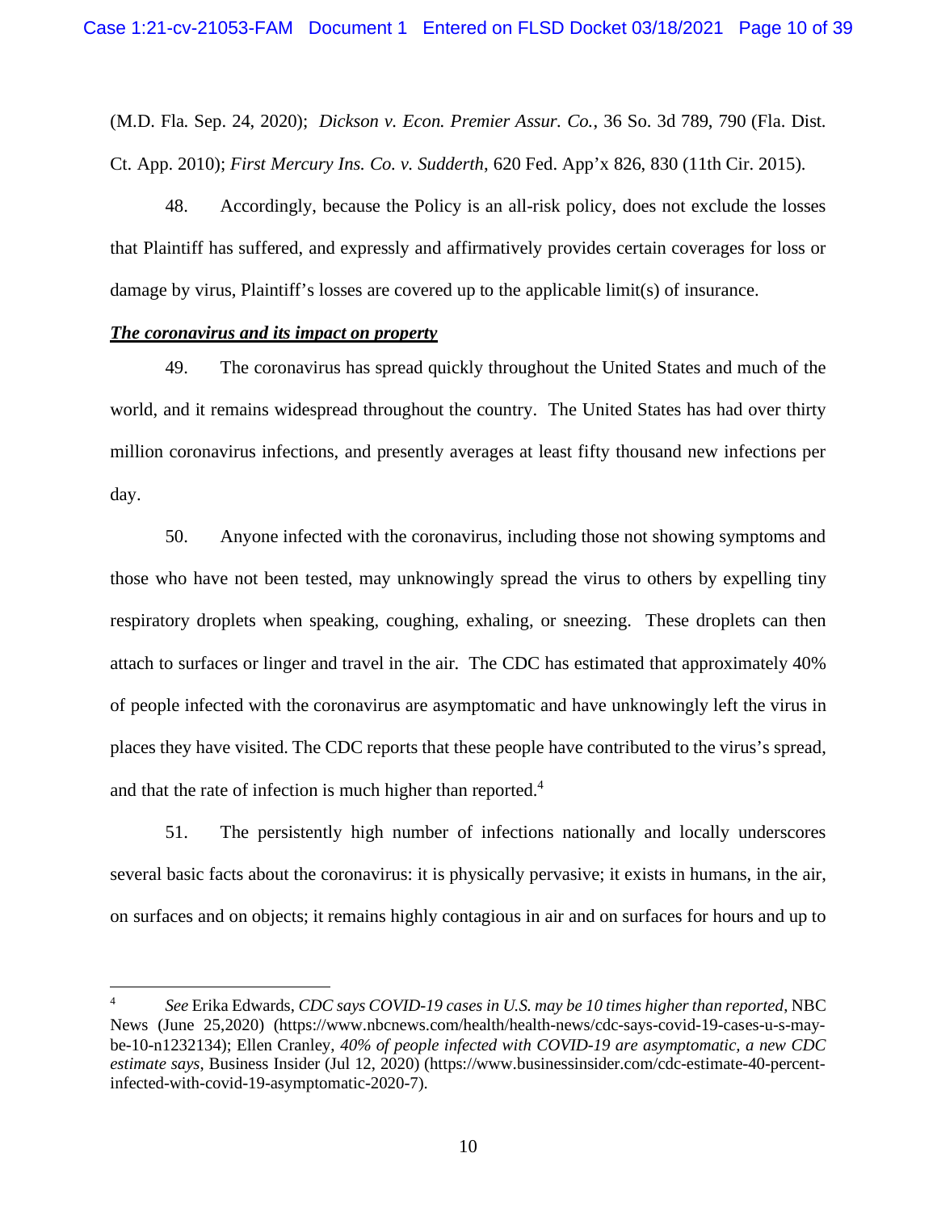(M.D. Fla. Sep. 24, 2020); *Dickson v. Econ. Premier Assur. Co.*, 36 So. 3d 789, 790 (Fla. Dist. Ct. App. 2010); *First Mercury Ins. Co. v. Sudderth*, 620 Fed. App'x 826, 830 (11th Cir. 2015).

48. Accordingly, because the Policy is an all-risk policy, does not exclude the losses that Plaintiff has suffered, and expressly and affirmatively provides certain coverages for loss or damage by virus, Plaintiff's losses are covered up to the applicable limit(s) of insurance.

***The coronavirus and its impact on property***

49. The coronavirus has spread quickly throughout the United States and much of the world, and it remains widespread throughout the country. The United States has had over thirty million coronavirus infections, and presently averages at least fifty thousand new infections per day.

50. Anyone infected with the coronavirus, including those not showing symptoms and those who have not been tested, may unknowingly spread the virus to others by expelling tiny respiratory droplets when speaking, coughing, exhaling, or sneezing. These droplets can then attach to surfaces or linger and travel in the air. The CDC has estimated that approximately 40% of people infected with the coronavirus are asymptomatic and have unknowingly left the virus in places they have visited. The CDC reports that these people have contributed to the virus's spread, and that the rate of infection is much higher than reported.[4]

51. The persistently high number of infections nationally and locally underscores several basic facts about the coronavirus: it is physically pervasive; it exists in humans, in the air, on surfaces and on objects; it remains highly contagious in air and on surfaces for hours and up to

---

[4] *See* Erika Edwards, *CDC says COVID-19 cases in U.S. may be 10 times higher than reported*, NBC News (June 25,2020) (https://www.nbcnews.com/health/health-news/cdc-says-covid-19-cases-u-s-may-be-10-n1232134); Ellen Cranley, *40% of people infected with COVID-19 are asymptomatic, a new CDC estimate says*, Business Insider (Jul 12, 2020) (https://www.businessinsider.com/cdc-estimate-40-percent-infected-with-covid-19-asymptomatic-2020-7).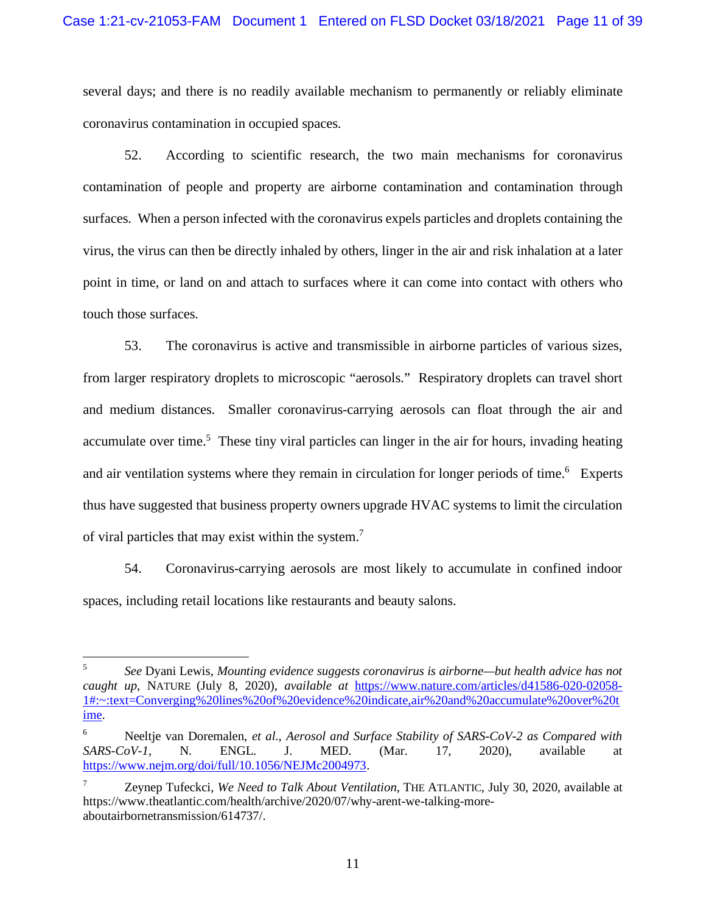several days; and there is no readily available mechanism to permanently or reliably eliminate coronavirus contamination in occupied spaces.

52. According to scientific research, the two main mechanisms for coronavirus contamination of people and property are airborne contamination and contamination through surfaces. When a person infected with the coronavirus expels particles and droplets containing the virus, the virus can then be directly inhaled by others, linger in the air and risk inhalation at a later point in time, or land on and attach to surfaces where it can come into contact with others who touch those surfaces.

53. The coronavirus is active and transmissible in airborne particles of various sizes, from larger respiratory droplets to microscopic "aerosols." Respiratory droplets can travel short and medium distances. Smaller coronavirus-carrying aerosols can float through the air and accumulate over time.[5] These tiny viral particles can linger in the air for hours, invading heating and air ventilation systems where they remain in circulation for longer periods of time.[6] Experts thus have suggested that business property owners upgrade HVAC systems to limit the circulation of viral particles that may exist within the system.[7]

54. Coronavirus-carrying aerosols are most likely to accumulate in confined indoor spaces, including retail locations like restaurants and beauty salons.

---

[5] *See* Dyani Lewis, *Mounting evidence suggests coronavirus is airborne—but health advice has not caught up*, NATURE (July 8, 2020), *available at* https://www.nature.com/articles/d41586-020-02058-1#:~:text=Converging%20lines%20of%20evidence%20indicate,air%20and%20accumulate%20over%20time.

[6] Neeltje van Doremalen, *et al.*, *Aerosol and Surface Stability of SARS-CoV-2 as Compared with SARS-CoV-1*, N. ENGL. J. MED. (Mar. 17, 2020), available at https://www.nejm.org/doi/full/10.1056/NEJMc2004973.

[7] Zeynep Tufeckci, *We Need to Talk About Ventilation*, THE ATLANTIC, July 30, 2020, available at https://www.theatlantic.com/health/archive/2020/07/why-arent-we-talking-more-aboutairbornetransmission/614737/.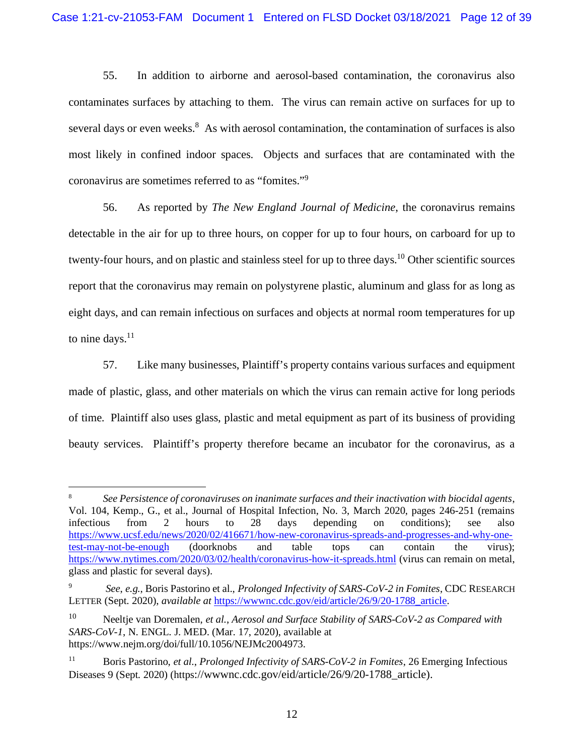55. In addition to airborne and aerosol-based contamination, the coronavirus also contaminates surfaces by attaching to them. The virus can remain active on surfaces for up to several days or even weeks.[8] As with aerosol contamination, the contamination of surfaces is also most likely in confined indoor spaces. Objects and surfaces that are contaminated with the coronavirus are sometimes referred to as "fomites."[9]

56. As reported by *The New England Journal of Medicine*, the coronavirus remains detectable in the air for up to three hours, on copper for up to four hours, on carboard for up to twenty-four hours, and on plastic and stainless steel for up to three days.[10] Other scientific sources report that the coronavirus may remain on polystyrene plastic, aluminum and glass for as long as eight days, and can remain infectious on surfaces and objects at normal room temperatures for up to nine days.[11]

57. Like many businesses, Plaintiff's property contains various surfaces and equipment made of plastic, glass, and other materials on which the virus can remain active for long periods of time. Plaintiff also uses glass, plastic and metal equipment as part of its business of providing beauty services. Plaintiff's property therefore became an incubator for the coronavirus, as a

---

[8] *See Persistence of coronaviruses on inanimate surfaces and their inactivation with biocidal agents*, Vol. 104, Kemp., G., et al., Journal of Hospital Infection, No. 3, March 2020, pages 246-251 (remains infectious from 2 hours to 28 days depending on conditions); see also https://www.ucsf.edu/news/2020/02/416671/how-new-coronavirus-spreads-and-progresses-and-why-one-test-may-not-be-enough (doorknobs and table tops can contain the virus); https://www.nytimes.com/2020/03/02/health/coronavirus-how-it-spreads.html (virus can remain on metal, glass and plastic for several days).

[9] *See, e.g.*, Boris Pastorino et al., *Prolonged Infectivity of SARS-CoV-2 in Fomites*, CDC RESEARCH LETTER (Sept. 2020), *available at* https://wwwnc.cdc.gov/eid/article/26/9/20-1788_article.

[10] Neeltje van Doremalen, *et al.*, *Aerosol and Surface Stability of SARS-CoV-2 as Compared with SARS-CoV-1*, N. ENGL. J. MED. (Mar. 17, 2020), available at https://www.nejm.org/doi/full/10.1056/NEJMc2004973.

[11] Boris Pastorino, *et al.*, *Prolonged Infectivity of SARS-CoV-2 in Fomites*, 26 Emerging Infectious Diseases 9 (Sept. 2020) (https://wwwnc.cdc.gov/eid/article/26/9/20-1788_article).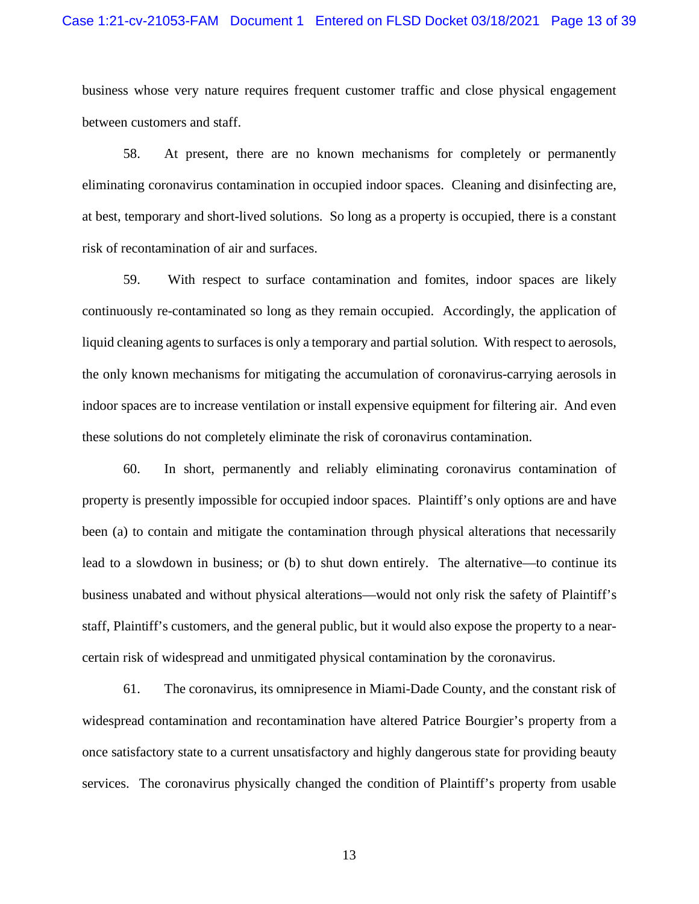business whose very nature requires frequent customer traffic and close physical engagement between customers and staff.

58. At present, there are no known mechanisms for completely or permanently eliminating coronavirus contamination in occupied indoor spaces. Cleaning and disinfecting are, at best, temporary and short-lived solutions. So long as a property is occupied, there is a constant risk of recontamination of air and surfaces.

59. With respect to surface contamination and fomites, indoor spaces are likely continuously re-contaminated so long as they remain occupied. Accordingly, the application of liquid cleaning agents to surfaces is only a temporary and partial solution. With respect to aerosols, the only known mechanisms for mitigating the accumulation of coronavirus-carrying aerosols in indoor spaces are to increase ventilation or install expensive equipment for filtering air. And even these solutions do not completely eliminate the risk of coronavirus contamination.

60. In short, permanently and reliably eliminating coronavirus contamination of property is presently impossible for occupied indoor spaces. Plaintiff's only options are and have been (a) to contain and mitigate the contamination through physical alterations that necessarily lead to a slowdown in business; or (b) to shut down entirely. The alternative—to continue its business unabated and without physical alterations—would not only risk the safety of Plaintiff's staff, Plaintiff's customers, and the general public, but it would also expose the property to a near-certain risk of widespread and unmitigated physical contamination by the coronavirus.

61. The coronavirus, its omnipresence in Miami-Dade County, and the constant risk of widespread contamination and recontamination have altered Patrice Bourgier's property from a once satisfactory state to a current unsatisfactory and highly dangerous state for providing beauty services. The coronavirus physically changed the condition of Plaintiff's property from usable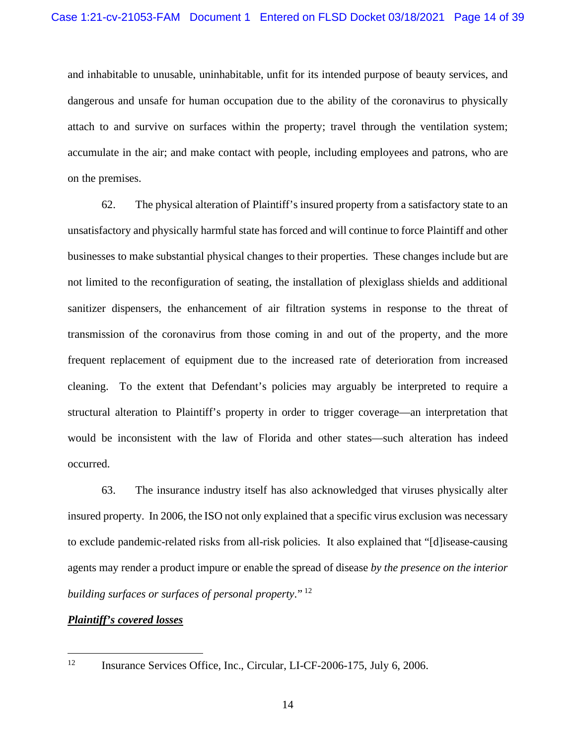and inhabitable to unusable, uninhabitable, unfit for its intended purpose of beauty services, and dangerous and unsafe for human occupation due to the ability of the coronavirus to physically attach to and survive on surfaces within the property; travel through the ventilation system; accumulate in the air; and make contact with people, including employees and patrons, who are on the premises.

62. The physical alteration of Plaintiff's insured property from a satisfactory state to an unsatisfactory and physically harmful state has forced and will continue to force Plaintiff and other businesses to make substantial physical changes to their properties. These changes include but are not limited to the reconfiguration of seating, the installation of plexiglass shields and additional sanitizer dispensers, the enhancement of air filtration systems in response to the threat of transmission of the coronavirus from those coming in and out of the property, and the more frequent replacement of equipment due to the increased rate of deterioration from increased cleaning. To the extent that Defendant's policies may arguably be interpreted to require a structural alteration to Plaintiff's property in order to trigger coverage—an interpretation that would be inconsistent with the law of Florida and other states—such alteration has indeed occurred.

63. The insurance industry itself has also acknowledged that viruses physically alter insured property. In 2006, the ISO not only explained that a specific virus exclusion was necessary to exclude pandemic-related risks from all-risk policies. It also explained that "[d]isease-causing agents may render a product impure or enable the spread of disease *by the presence on the interior building surfaces or surfaces of personal property*."[12]

***Plaintiff's covered losses***

---

[12] Insurance Services Office, Inc., Circular, LI-CF-2006-175, July 6, 2006.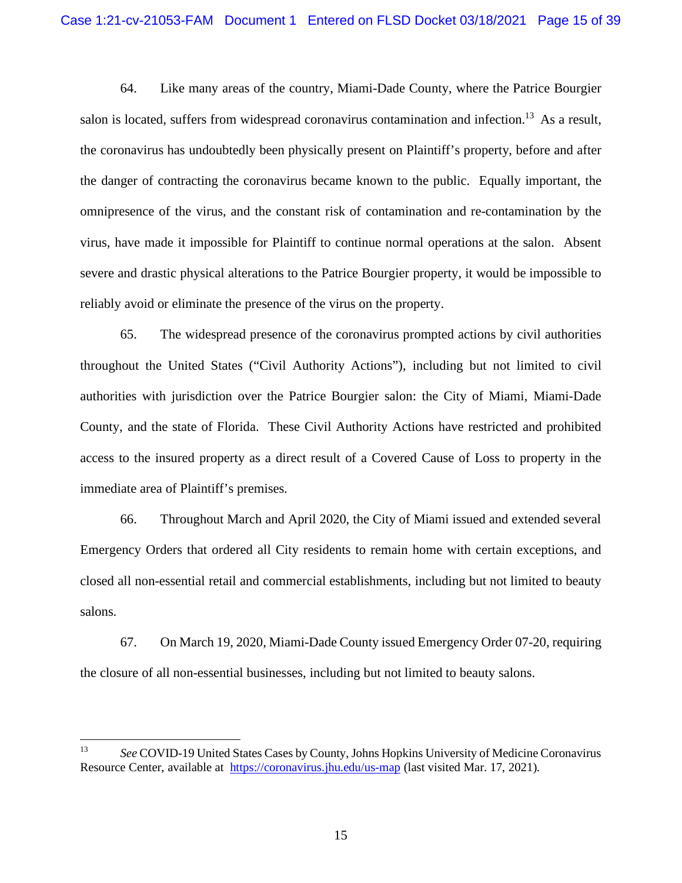64. Like many areas of the country, Miami-Dade County, where the Patrice Bourgier salon is located, suffers from widespread coronavirus contamination and infection.[13] As a result, the coronavirus has undoubtedly been physically present on Plaintiff's property, before and after the danger of contracting the coronavirus became known to the public. Equally important, the omnipresence of the virus, and the constant risk of contamination and re-contamination by the virus, have made it impossible for Plaintiff to continue normal operations at the salon. Absent severe and drastic physical alterations to the Patrice Bourgier property, it would be impossible to reliably avoid or eliminate the presence of the virus on the property.

65. The widespread presence of the coronavirus prompted actions by civil authorities throughout the United States ("Civil Authority Actions"), including but not limited to civil authorities with jurisdiction over the Patrice Bourgier salon: the City of Miami, Miami-Dade County, and the state of Florida. These Civil Authority Actions have restricted and prohibited access to the insured property as a direct result of a Covered Cause of Loss to property in the immediate area of Plaintiff's premises.

66. Throughout March and April 2020, the City of Miami issued and extended several Emergency Orders that ordered all City residents to remain home with certain exceptions, and closed all non-essential retail and commercial establishments, including but not limited to beauty salons.

67. On March 19, 2020, Miami-Dade County issued Emergency Order 07-20, requiring the closure of all non-essential businesses, including but not limited to beauty salons.

---

[13] *See* COVID-19 United States Cases by County, Johns Hopkins University of Medicine Coronavirus Resource Center, available at https://coronavirus.jhu.edu/us-map (last visited Mar. 17, 2021).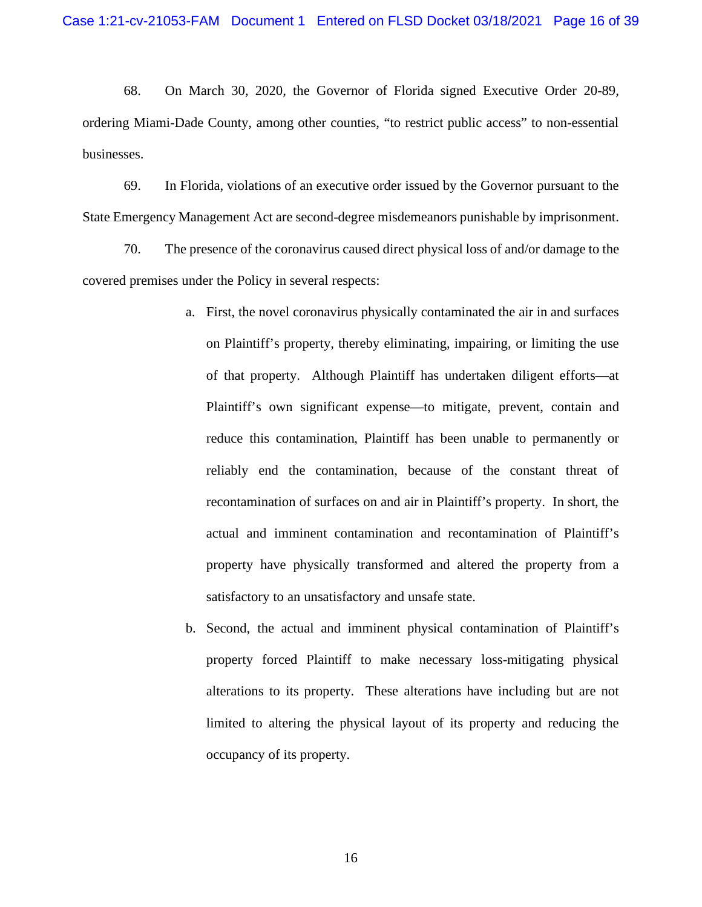68. On March 30, 2020, the Governor of Florida signed Executive Order 20-89, ordering Miami-Dade County, among other counties, "to restrict public access" to non-essential businesses.

69. In Florida, violations of an executive order issued by the Governor pursuant to the State Emergency Management Act are second-degree misdemeanors punishable by imprisonment.

70. The presence of the coronavirus caused direct physical loss of and/or damage to the covered premises under the Policy in several respects:

a. First, the novel coronavirus physically contaminated the air in and surfaces on Plaintiff's property, thereby eliminating, impairing, or limiting the use of that property. Although Plaintiff has undertaken diligent efforts—at Plaintiff's own significant expense—to mitigate, prevent, contain and reduce this contamination, Plaintiff has been unable to permanently or reliably end the contamination, because of the constant threat of recontamination of surfaces on and air in Plaintiff's property. In short, the actual and imminent contamination and recontamination of Plaintiff's property have physically transformed and altered the property from a satisfactory to an unsatisfactory and unsafe state.

b. Second, the actual and imminent physical contamination of Plaintiff's property forced Plaintiff to make necessary loss-mitigating physical alterations to its property. These alterations have including but are not limited to altering the physical layout of its property and reducing the occupancy of its property.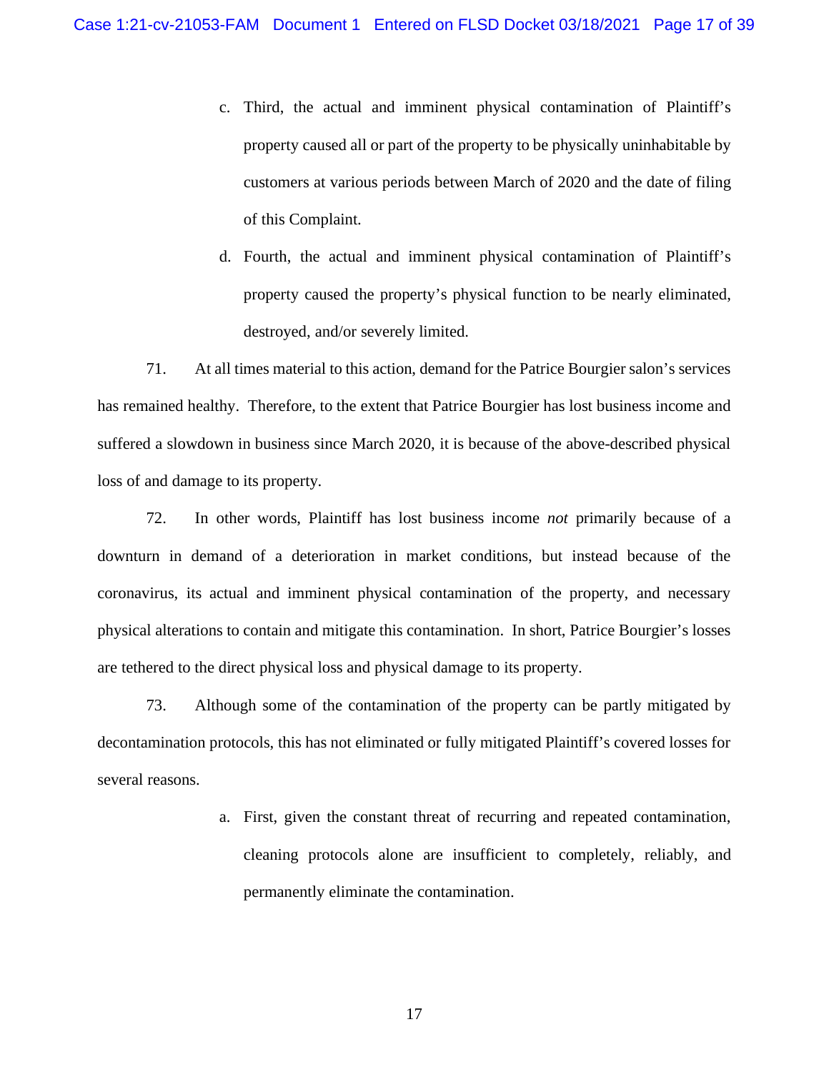c. Third, the actual and imminent physical contamination of Plaintiff's property caused all or part of the property to be physically uninhabitable by customers at various periods between March of 2020 and the date of filing of this Complaint.

d. Fourth, the actual and imminent physical contamination of Plaintiff's property caused the property's physical function to be nearly eliminated, destroyed, and/or severely limited.

71. At all times material to this action, demand for the Patrice Bourgier salon's services has remained healthy. Therefore, to the extent that Patrice Bourgier has lost business income and suffered a slowdown in business since March 2020, it is because of the above-described physical loss of and damage to its property.

72. In other words, Plaintiff has lost business income *not* primarily because of a downturn in demand of a deterioration in market conditions, but instead because of the coronavirus, its actual and imminent physical contamination of the property, and necessary physical alterations to contain and mitigate this contamination. In short, Patrice Bourgier's losses are tethered to the direct physical loss and physical damage to its property.

73. Although some of the contamination of the property can be partly mitigated by decontamination protocols, this has not eliminated or fully mitigated Plaintiff's covered losses for several reasons.

a. First, given the constant threat of recurring and repeated contamination, cleaning protocols alone are insufficient to completely, reliably, and permanently eliminate the contamination.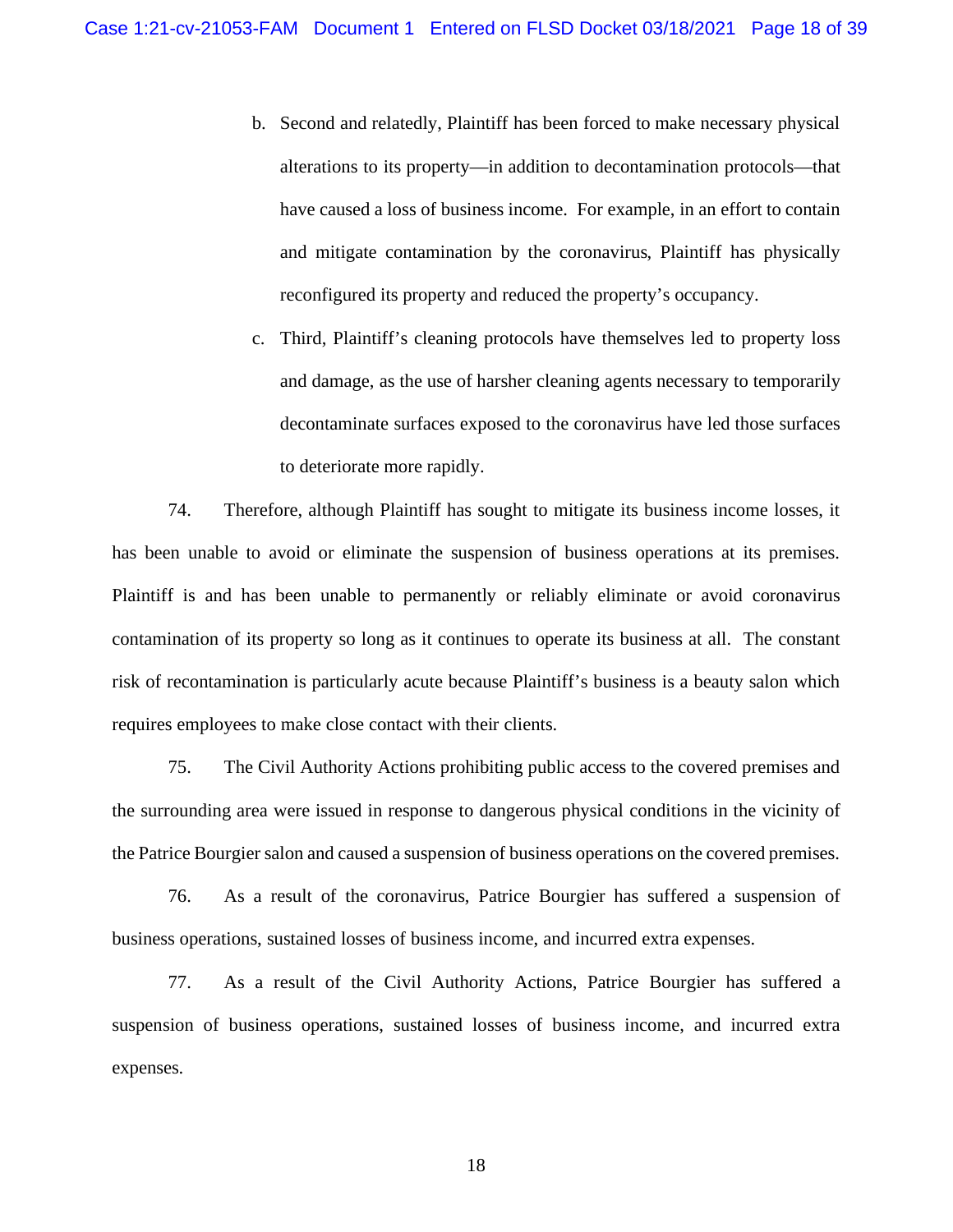b. Second and relatedly, Plaintiff has been forced to make necessary physical alterations to its property—in addition to decontamination protocols—that have caused a loss of business income. For example, in an effort to contain and mitigate contamination by the coronavirus, Plaintiff has physically reconfigured its property and reduced the property's occupancy.

c. Third, Plaintiff's cleaning protocols have themselves led to property loss and damage, as the use of harsher cleaning agents necessary to temporarily decontaminate surfaces exposed to the coronavirus have led those surfaces to deteriorate more rapidly.

74. Therefore, although Plaintiff has sought to mitigate its business income losses, it has been unable to avoid or eliminate the suspension of business operations at its premises. Plaintiff is and has been unable to permanently or reliably eliminate or avoid coronavirus contamination of its property so long as it continues to operate its business at all. The constant risk of recontamination is particularly acute because Plaintiff's business is a beauty salon which requires employees to make close contact with their clients.

75. The Civil Authority Actions prohibiting public access to the covered premises and the surrounding area were issued in response to dangerous physical conditions in the vicinity of the Patrice Bourgier salon and caused a suspension of business operations on the covered premises.

76. As a result of the coronavirus, Patrice Bourgier has suffered a suspension of business operations, sustained losses of business income, and incurred extra expenses.

77. As a result of the Civil Authority Actions, Patrice Bourgier has suffered a suspension of business operations, sustained losses of business income, and incurred extra expenses.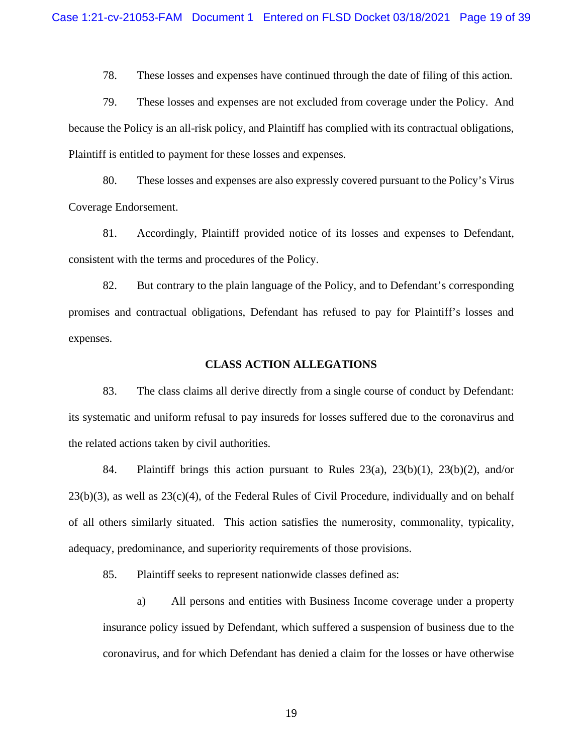78. These losses and expenses have continued through the date of filing of this action.

79. These losses and expenses are not excluded from coverage under the Policy. And because the Policy is an all-risk policy, and Plaintiff has complied with its contractual obligations, Plaintiff is entitled to payment for these losses and expenses.

80. These losses and expenses are also expressly covered pursuant to the Policy's Virus Coverage Endorsement.

81. Accordingly, Plaintiff provided notice of its losses and expenses to Defendant, consistent with the terms and procedures of the Policy.

82. But contrary to the plain language of the Policy, and to Defendant's corresponding promises and contractual obligations, Defendant has refused to pay for Plaintiff's losses and expenses.

**CLASS ACTION ALLEGATIONS**

83. The class claims all derive directly from a single course of conduct by Defendant: its systematic and uniform refusal to pay insureds for losses suffered due to the coronavirus and the related actions taken by civil authorities.

84. Plaintiff brings this action pursuant to Rules 23(a), 23(b)(1), 23(b)(2), and/or 23(b)(3), as well as 23(c)(4), of the Federal Rules of Civil Procedure, individually and on behalf of all others similarly situated. This action satisfies the numerosity, commonality, typicality, adequacy, predominance, and superiority requirements of those provisions.

85. Plaintiff seeks to represent nationwide classes defined as:

a) All persons and entities with Business Income coverage under a property insurance policy issued by Defendant, which suffered a suspension of business due to the coronavirus, and for which Defendant has denied a claim for the losses or have otherwise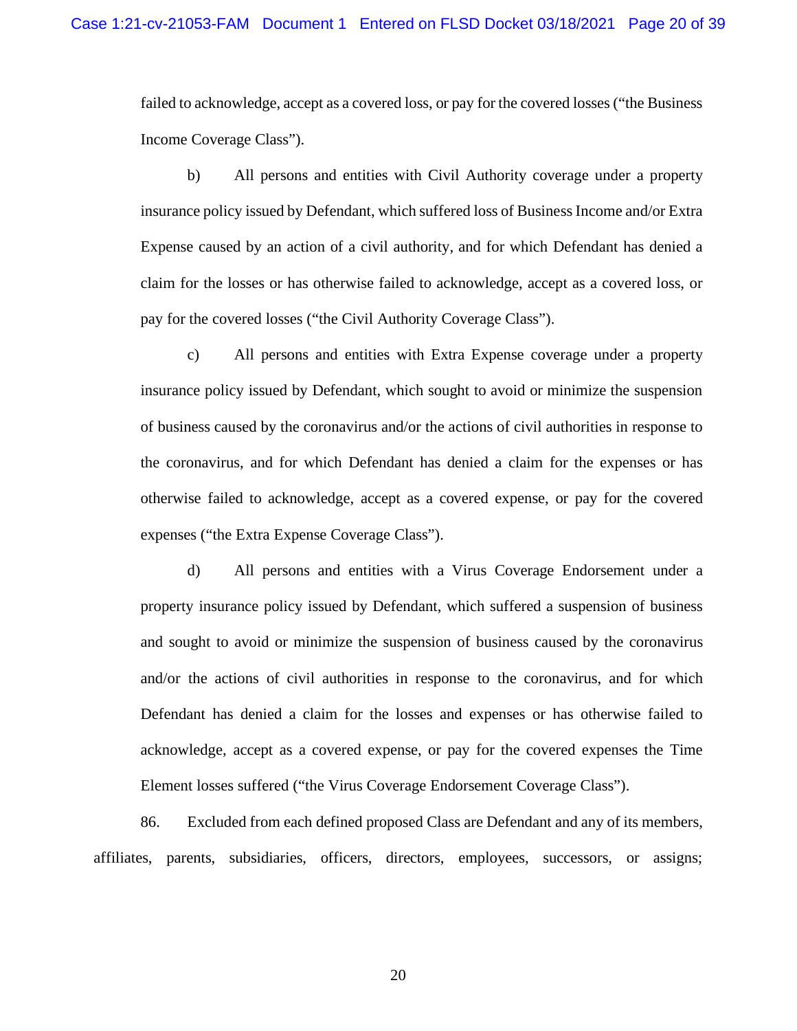failed to acknowledge, accept as a covered loss, or pay for the covered losses ("the Business Income Coverage Class").

b) All persons and entities with Civil Authority coverage under a property insurance policy issued by Defendant, which suffered loss of Business Income and/or Extra Expense caused by an action of a civil authority, and for which Defendant has denied a claim for the losses or has otherwise failed to acknowledge, accept as a covered loss, or pay for the covered losses ("the Civil Authority Coverage Class").

c) All persons and entities with Extra Expense coverage under a property insurance policy issued by Defendant, which sought to avoid or minimize the suspension of business caused by the coronavirus and/or the actions of civil authorities in response to the coronavirus, and for which Defendant has denied a claim for the expenses or has otherwise failed to acknowledge, accept as a covered expense, or pay for the covered expenses ("the Extra Expense Coverage Class").

d) All persons and entities with a Virus Coverage Endorsement under a property insurance policy issued by Defendant, which suffered a suspension of business and sought to avoid or minimize the suspension of business caused by the coronavirus and/or the actions of civil authorities in response to the coronavirus, and for which Defendant has denied a claim for the losses and expenses or has otherwise failed to acknowledge, accept as a covered expense, or pay for the covered expenses the Time Element losses suffered ("the Virus Coverage Endorsement Coverage Class").

86. Excluded from each defined proposed Class are Defendant and any of its members, affiliates, parents, subsidiaries, officers, directors, employees, successors, or assigns;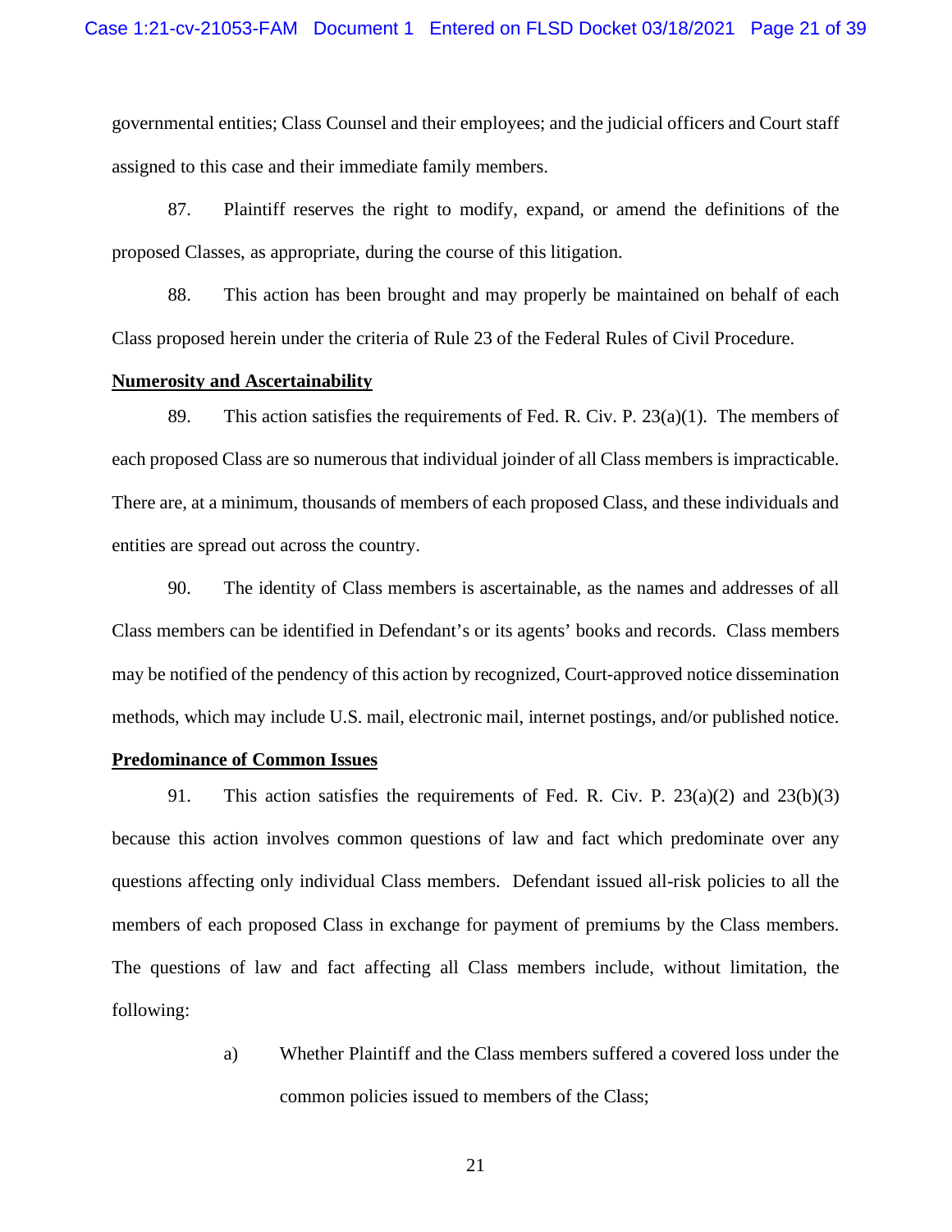governmental entities; Class Counsel and their employees; and the judicial officers and Court staff assigned to this case and their immediate family members.

87. Plaintiff reserves the right to modify, expand, or amend the definitions of the proposed Classes, as appropriate, during the course of this litigation.

88. This action has been brought and may properly be maintained on behalf of each Class proposed herein under the criteria of Rule 23 of the Federal Rules of Civil Procedure.

**Numerosity and Ascertainability**

89. This action satisfies the requirements of Fed. R. Civ. P. 23(a)(1). The members of each proposed Class are so numerous that individual joinder of all Class members is impracticable. There are, at a minimum, thousands of members of each proposed Class, and these individuals and entities are spread out across the country.

90. The identity of Class members is ascertainable, as the names and addresses of all Class members can be identified in Defendant's or its agents' books and records. Class members may be notified of the pendency of this action by recognized, Court-approved notice dissemination methods, which may include U.S. mail, electronic mail, internet postings, and/or published notice.

**Predominance of Common Issues**

91. This action satisfies the requirements of Fed. R. Civ. P. 23(a)(2) and 23(b)(3) because this action involves common questions of law and fact which predominate over any questions affecting only individual Class members. Defendant issued all-risk policies to all the members of each proposed Class in exchange for payment of premiums by the Class members. The questions of law and fact affecting all Class members include, without limitation, the following:

a) Whether Plaintiff and the Class members suffered a covered loss under the common policies issued to members of the Class;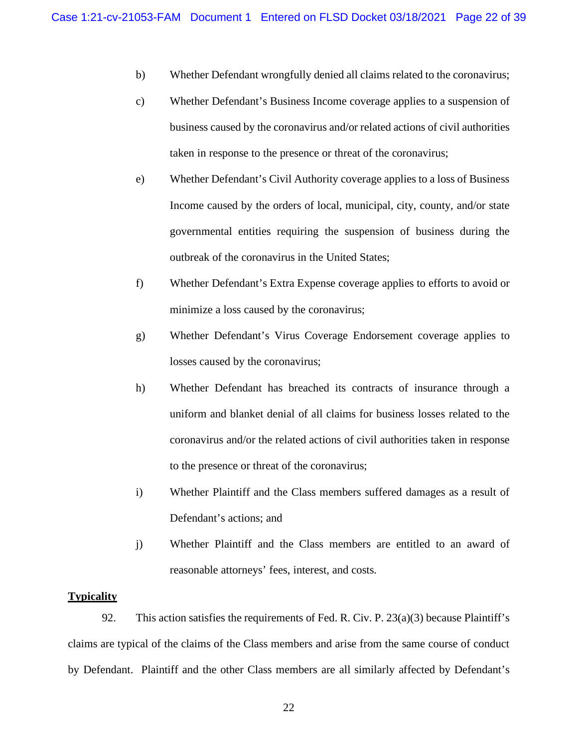b) Whether Defendant wrongfully denied all claims related to the coronavirus;

c) Whether Defendant's Business Income coverage applies to a suspension of business caused by the coronavirus and/or related actions of civil authorities taken in response to the presence or threat of the coronavirus;

e) Whether Defendant's Civil Authority coverage applies to a loss of Business Income caused by the orders of local, municipal, city, county, and/or state governmental entities requiring the suspension of business during the outbreak of the coronavirus in the United States;

f) Whether Defendant's Extra Expense coverage applies to efforts to avoid or minimize a loss caused by the coronavirus;

g) Whether Defendant's Virus Coverage Endorsement coverage applies to losses caused by the coronavirus;

h) Whether Defendant has breached its contracts of insurance through a uniform and blanket denial of all claims for business losses related to the coronavirus and/or the related actions of civil authorities taken in response to the presence or threat of the coronavirus;

i) Whether Plaintiff and the Class members suffered damages as a result of Defendant's actions; and

j) Whether Plaintiff and the Class members are entitled to an award of reasonable attorneys' fees, interest, and costs.

**Typicality**

92. This action satisfies the requirements of Fed. R. Civ. P. 23(a)(3) because Plaintiff's claims are typical of the claims of the Class members and arise from the same course of conduct by Defendant. Plaintiff and the other Class members are all similarly affected by Defendant's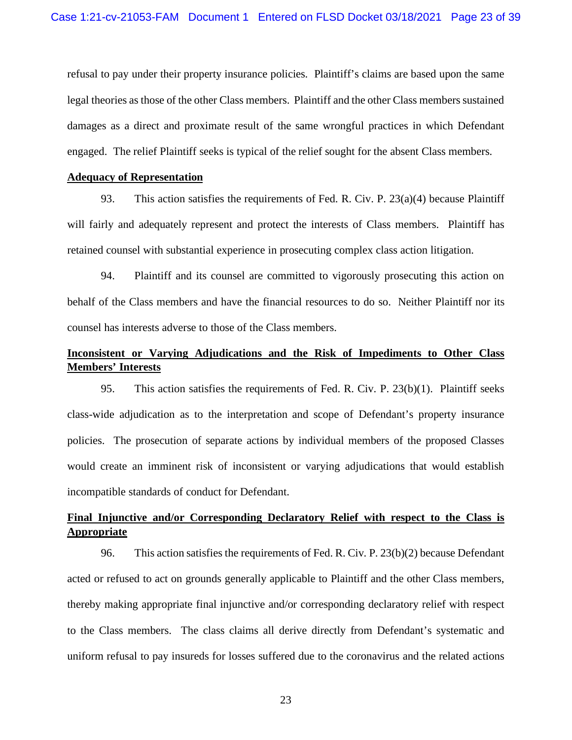refusal to pay under their property insurance policies. Plaintiff's claims are based upon the same legal theories as those of the other Class members. Plaintiff and the other Class members sustained damages as a direct and proximate result of the same wrongful practices in which Defendant engaged. The relief Plaintiff seeks is typical of the relief sought for the absent Class members.

**<u>Adequacy of Representation</u>**

93. This action satisfies the requirements of Fed. R. Civ. P. 23(a)(4) because Plaintiff will fairly and adequately represent and protect the interests of Class members. Plaintiff has retained counsel with substantial experience in prosecuting complex class action litigation.

94. Plaintiff and its counsel are committed to vigorously prosecuting this action on behalf of the Class members and have the financial resources to do so. Neither Plaintiff nor its counsel has interests adverse to those of the Class members.

**<u>Inconsistent or Varying Adjudications and the Risk of Impediments to Other Class Members' Interests</u>**

95. This action satisfies the requirements of Fed. R. Civ. P. 23(b)(1). Plaintiff seeks class-wide adjudication as to the interpretation and scope of Defendant's property insurance policies. The prosecution of separate actions by individual members of the proposed Classes would create an imminent risk of inconsistent or varying adjudications that would establish incompatible standards of conduct for Defendant.

**<u>Final Injunctive and/or Corresponding Declaratory Relief with respect to the Class is Appropriate</u>**

96. This action satisfies the requirements of Fed. R. Civ. P. 23(b)(2) because Defendant acted or refused to act on grounds generally applicable to Plaintiff and the other Class members, thereby making appropriate final injunctive and/or corresponding declaratory relief with respect to the Class members. The class claims all derive directly from Defendant's systematic and uniform refusal to pay insureds for losses suffered due to the coronavirus and the related actions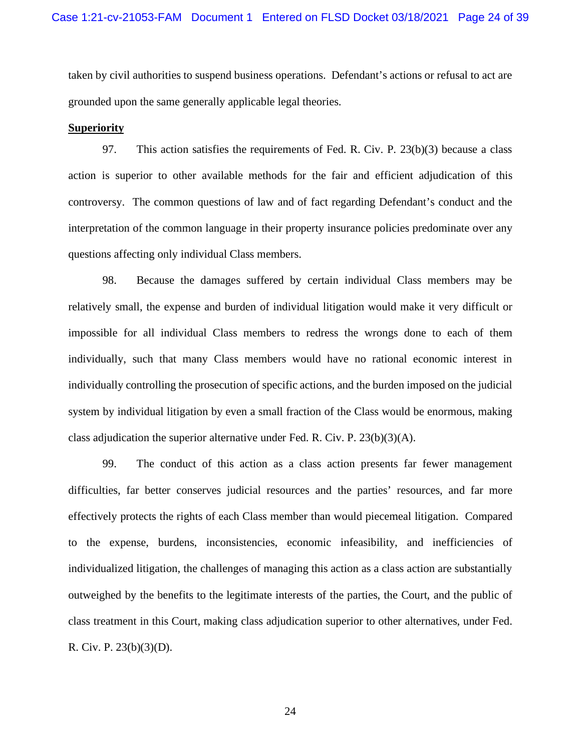taken by civil authorities to suspend business operations. Defendant's actions or refusal to act are grounded upon the same generally applicable legal theories.

**Superiority**

97. This action satisfies the requirements of Fed. R. Civ. P. 23(b)(3) because a class action is superior to other available methods for the fair and efficient adjudication of this controversy. The common questions of law and of fact regarding Defendant's conduct and the interpretation of the common language in their property insurance policies predominate over any questions affecting only individual Class members.

98. Because the damages suffered by certain individual Class members may be relatively small, the expense and burden of individual litigation would make it very difficult or impossible for all individual Class members to redress the wrongs done to each of them individually, such that many Class members would have no rational economic interest in individually controlling the prosecution of specific actions, and the burden imposed on the judicial system by individual litigation by even a small fraction of the Class would be enormous, making class adjudication the superior alternative under Fed. R. Civ. P. 23(b)(3)(A).

99. The conduct of this action as a class action presents far fewer management difficulties, far better conserves judicial resources and the parties' resources, and far more effectively protects the rights of each Class member than would piecemeal litigation. Compared to the expense, burdens, inconsistencies, economic infeasibility, and inefficiencies of individualized litigation, the challenges of managing this action as a class action are substantially outweighed by the benefits to the legitimate interests of the parties, the Court, and the public of class treatment in this Court, making class adjudication superior to other alternatives, under Fed. R. Civ. P. 23(b)(3)(D).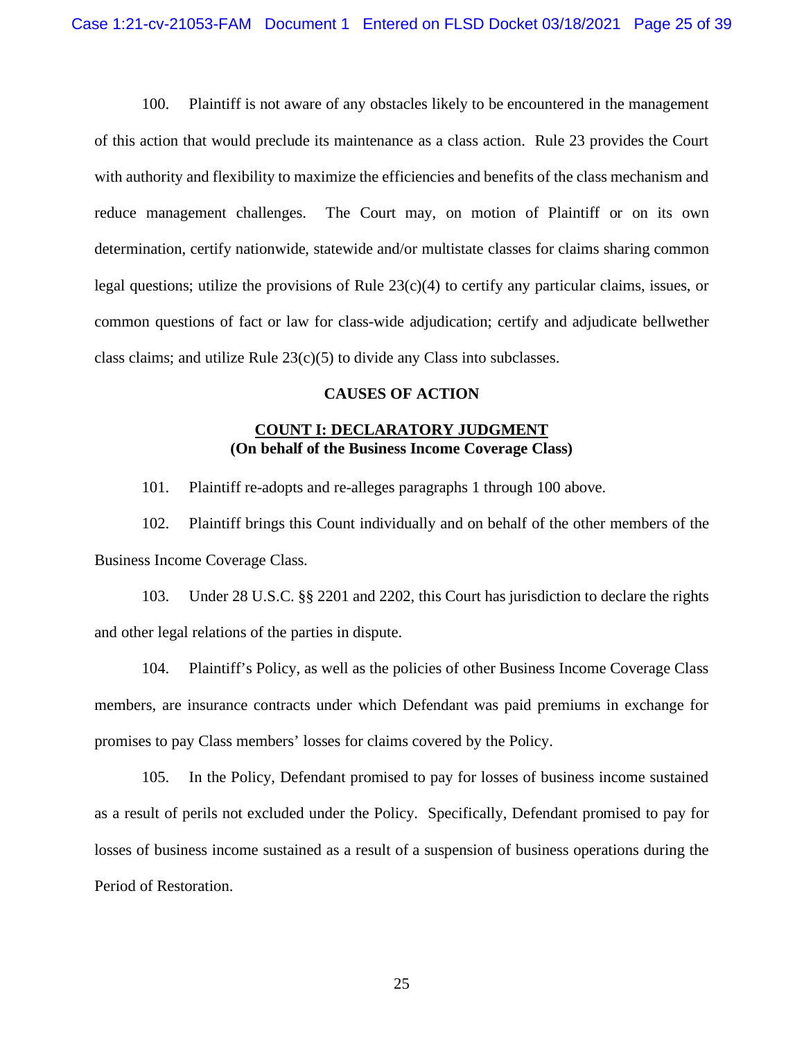100. Plaintiff is not aware of any obstacles likely to be encountered in the management of this action that would preclude its maintenance as a class action. Rule 23 provides the Court with authority and flexibility to maximize the efficiencies and benefits of the class mechanism and reduce management challenges. The Court may, on motion of Plaintiff or on its own determination, certify nationwide, statewide and/or multistate classes for claims sharing common legal questions; utilize the provisions of Rule 23(c)(4) to certify any particular claims, issues, or common questions of fact or law for class-wide adjudication; certify and adjudicate bellwether class claims; and utilize Rule 23(c)(5) to divide any Class into subclasses.

## CAUSES OF ACTION

### COUNT I: DECLARATORY JUDGMENT
**(On behalf of the Business Income Coverage Class)**

101. Plaintiff re-adopts and re-alleges paragraphs 1 through 100 above.

102. Plaintiff brings this Count individually and on behalf of the other members of the Business Income Coverage Class.

103. Under 28 U.S.C. §§ 2201 and 2202, this Court has jurisdiction to declare the rights and other legal relations of the parties in dispute.

104. Plaintiff's Policy, as well as the policies of other Business Income Coverage Class members, are insurance contracts under which Defendant was paid premiums in exchange for promises to pay Class members' losses for claims covered by the Policy.

105. In the Policy, Defendant promised to pay for losses of business income sustained as a result of perils not excluded under the Policy. Specifically, Defendant promised to pay for losses of business income sustained as a result of a suspension of business operations during the Period of Restoration.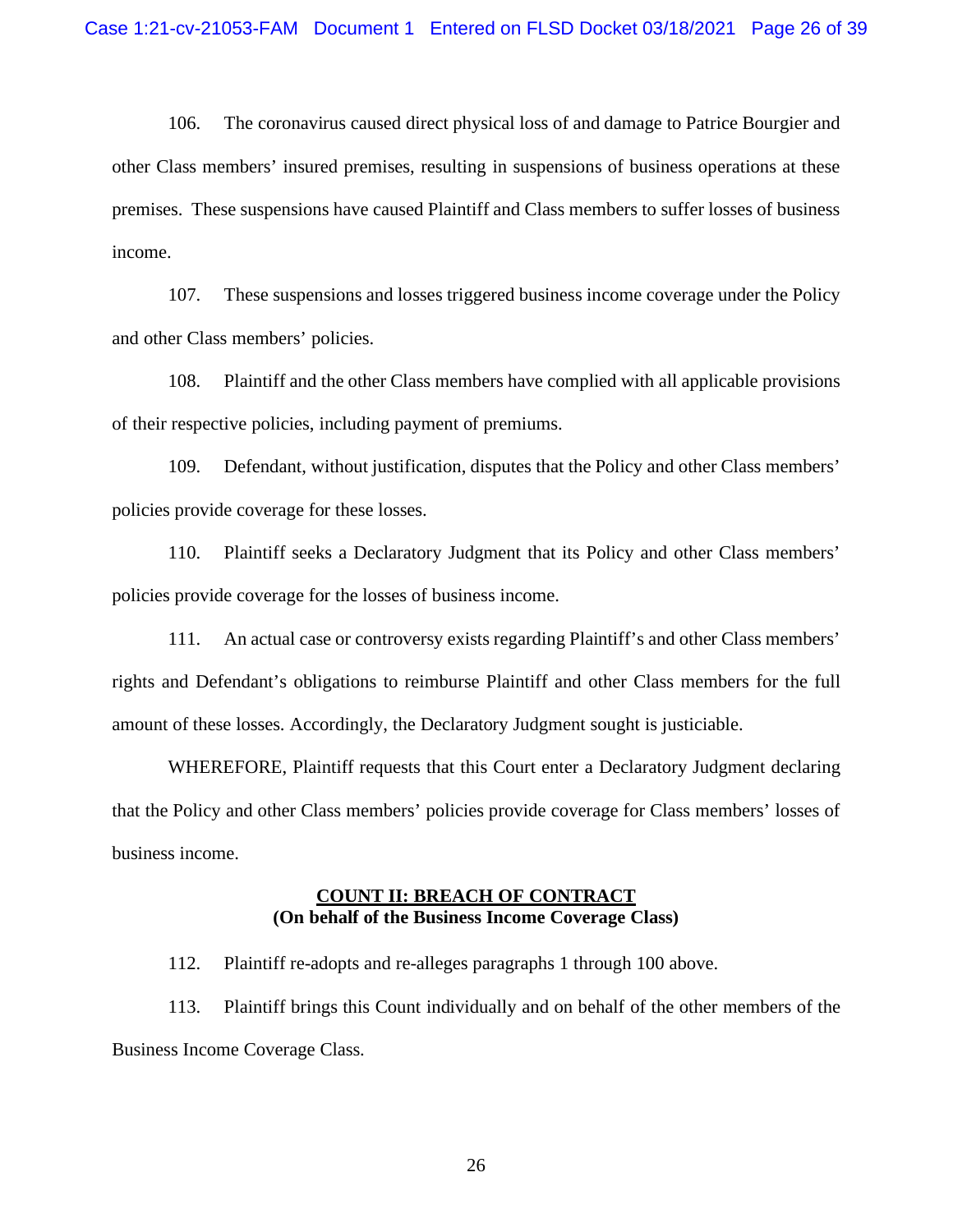106. The coronavirus caused direct physical loss of and damage to Patrice Bourgier and other Class members' insured premises, resulting in suspensions of business operations at these premises. These suspensions have caused Plaintiff and Class members to suffer losses of business income.

107. These suspensions and losses triggered business income coverage under the Policy and other Class members' policies.

108. Plaintiff and the other Class members have complied with all applicable provisions of their respective policies, including payment of premiums.

109. Defendant, without justification, disputes that the Policy and other Class members' policies provide coverage for these losses.

110. Plaintiff seeks a Declaratory Judgment that its Policy and other Class members' policies provide coverage for the losses of business income.

111. An actual case or controversy exists regarding Plaintiff's and other Class members' rights and Defendant's obligations to reimburse Plaintiff and other Class members for the full amount of these losses. Accordingly, the Declaratory Judgment sought is justiciable.

WHEREFORE, Plaintiff requests that this Court enter a Declaratory Judgment declaring that the Policy and other Class members' policies provide coverage for Class members' losses of business income.

**COUNT II: BREACH OF CONTRACT**
**(On behalf of the Business Income Coverage Class)**

112. Plaintiff re-adopts and re-alleges paragraphs 1 through 100 above.

113. Plaintiff brings this Count individually and on behalf of the other members of the Business Income Coverage Class.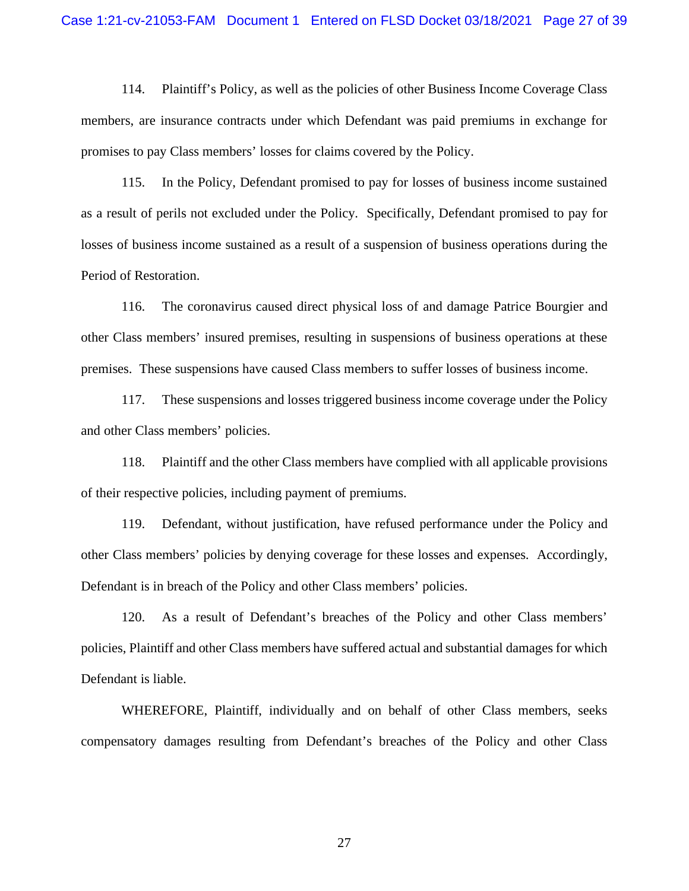114. Plaintiff's Policy, as well as the policies of other Business Income Coverage Class members, are insurance contracts under which Defendant was paid premiums in exchange for promises to pay Class members' losses for claims covered by the Policy.

115. In the Policy, Defendant promised to pay for losses of business income sustained as a result of perils not excluded under the Policy. Specifically, Defendant promised to pay for losses of business income sustained as a result of a suspension of business operations during the Period of Restoration.

116. The coronavirus caused direct physical loss of and damage Patrice Bourgier and other Class members' insured premises, resulting in suspensions of business operations at these premises. These suspensions have caused Class members to suffer losses of business income.

117. These suspensions and losses triggered business income coverage under the Policy and other Class members' policies.

118. Plaintiff and the other Class members have complied with all applicable provisions of their respective policies, including payment of premiums.

119. Defendant, without justification, have refused performance under the Policy and other Class members' policies by denying coverage for these losses and expenses. Accordingly, Defendant is in breach of the Policy and other Class members' policies.

120. As a result of Defendant's breaches of the Policy and other Class members' policies, Plaintiff and other Class members have suffered actual and substantial damages for which Defendant is liable.

WHEREFORE, Plaintiff, individually and on behalf of other Class members, seeks compensatory damages resulting from Defendant's breaches of the Policy and other Class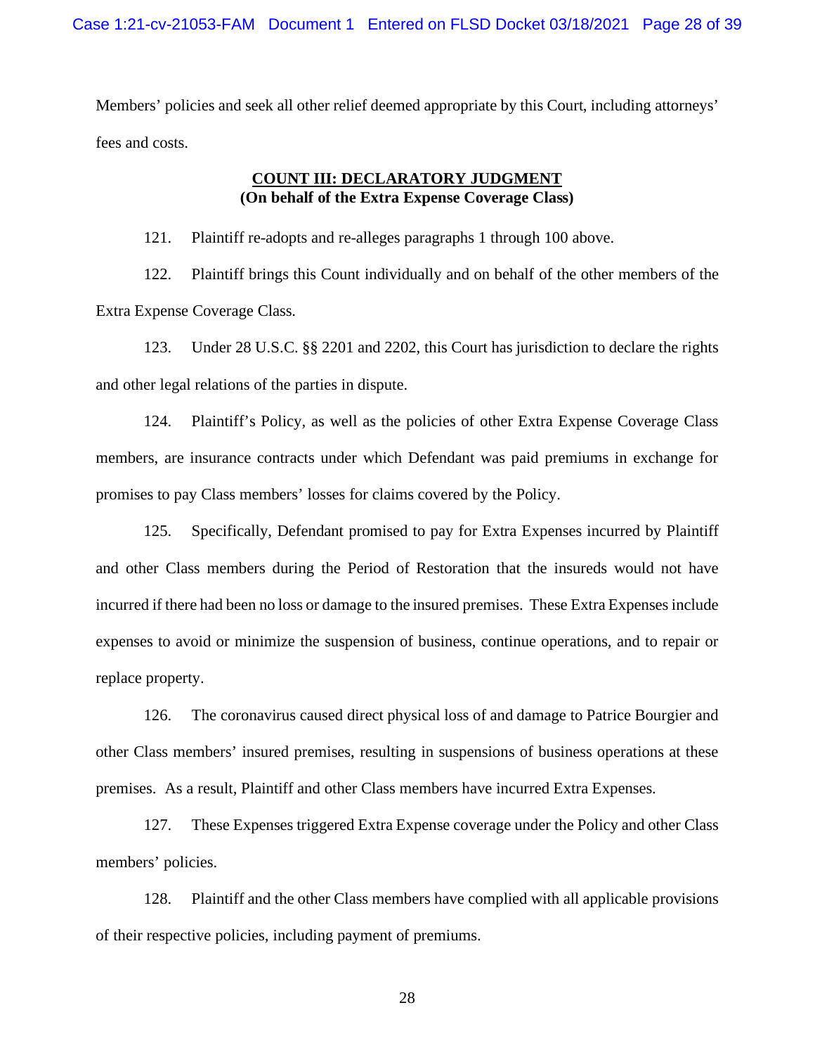Members' policies and seek all other relief deemed appropriate by this Court, including attorneys' fees and costs.

## COUNT III: DECLARATORY JUDGMENT
**(On behalf of the Extra Expense Coverage Class)**

121. Plaintiff re-adopts and re-alleges paragraphs 1 through 100 above.

122. Plaintiff brings this Count individually and on behalf of the other members of the Extra Expense Coverage Class.

123. Under 28 U.S.C. §§ 2201 and 2202, this Court has jurisdiction to declare the rights and other legal relations of the parties in dispute.

124. Plaintiff's Policy, as well as the policies of other Extra Expense Coverage Class members, are insurance contracts under which Defendant was paid premiums in exchange for promises to pay Class members' losses for claims covered by the Policy.

125. Specifically, Defendant promised to pay for Extra Expenses incurred by Plaintiff and other Class members during the Period of Restoration that the insureds would not have incurred if there had been no loss or damage to the insured premises. These Extra Expenses include expenses to avoid or minimize the suspension of business, continue operations, and to repair or replace property.

126. The coronavirus caused direct physical loss of and damage to Patrice Bourgier and other Class members' insured premises, resulting in suspensions of business operations at these premises. As a result, Plaintiff and other Class members have incurred Extra Expenses.

127. These Expenses triggered Extra Expense coverage under the Policy and other Class members' policies.

128. Plaintiff and the other Class members have complied with all applicable provisions of their respective policies, including payment of premiums.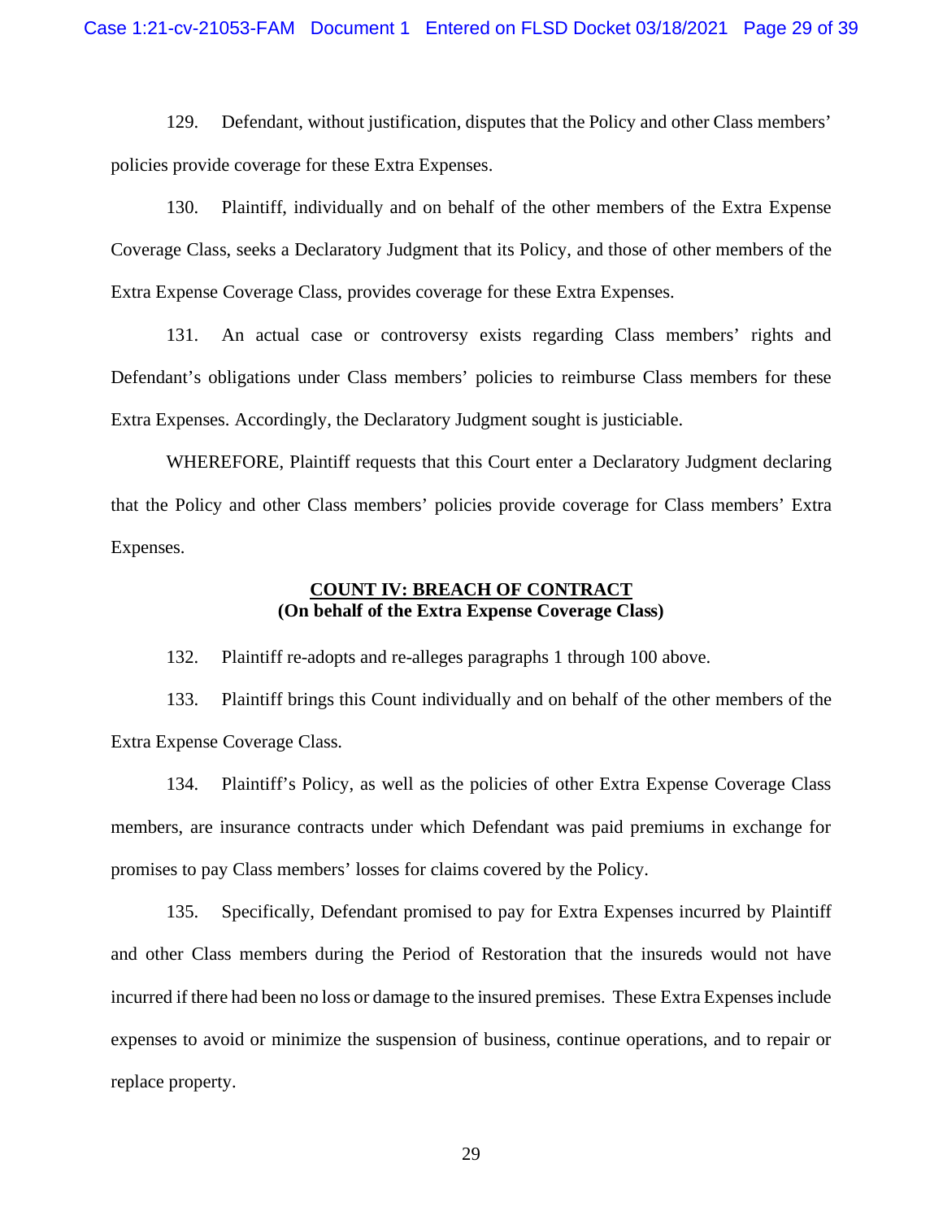129. Defendant, without justification, disputes that the Policy and other Class members' policies provide coverage for these Extra Expenses.

130. Plaintiff, individually and on behalf of the other members of the Extra Expense Coverage Class, seeks a Declaratory Judgment that its Policy, and those of other members of the Extra Expense Coverage Class, provides coverage for these Extra Expenses.

131. An actual case or controversy exists regarding Class members' rights and Defendant's obligations under Class members' policies to reimburse Class members for these Extra Expenses. Accordingly, the Declaratory Judgment sought is justiciable.

WHEREFORE, Plaintiff requests that this Court enter a Declaratory Judgment declaring that the Policy and other Class members' policies provide coverage for Class members' Extra Expenses.

## COUNT IV: BREACH OF CONTRACT
**(On behalf of the Extra Expense Coverage Class)**

132. Plaintiff re-adopts and re-alleges paragraphs 1 through 100 above.

133. Plaintiff brings this Count individually and on behalf of the other members of the Extra Expense Coverage Class.

134. Plaintiff's Policy, as well as the policies of other Extra Expense Coverage Class members, are insurance contracts under which Defendant was paid premiums in exchange for promises to pay Class members' losses for claims covered by the Policy.

135. Specifically, Defendant promised to pay for Extra Expenses incurred by Plaintiff and other Class members during the Period of Restoration that the insureds would not have incurred if there had been no loss or damage to the insured premises. These Extra Expenses include expenses to avoid or minimize the suspension of business, continue operations, and to repair or replace property.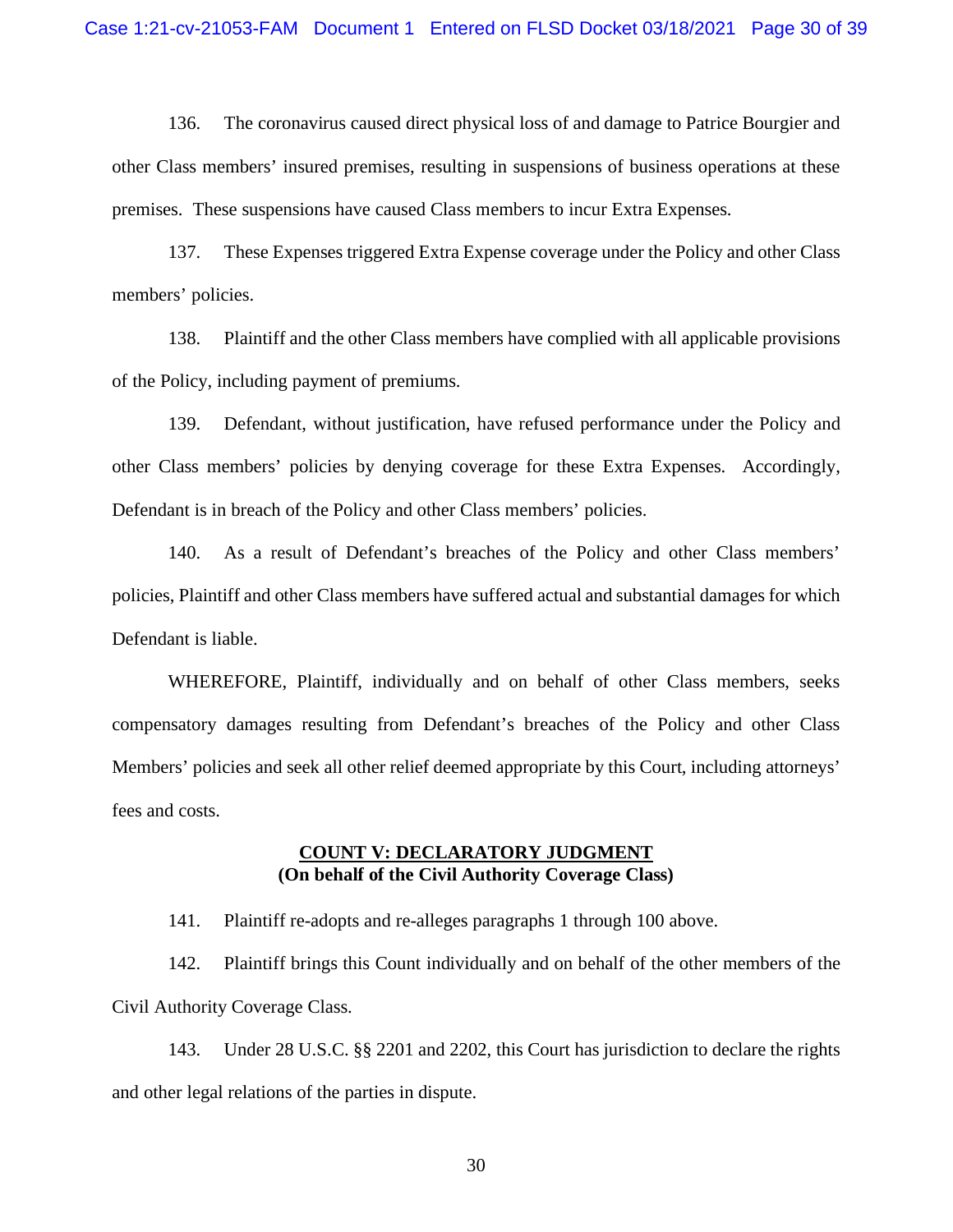136. The coronavirus caused direct physical loss of and damage to Patrice Bourgier and other Class members' insured premises, resulting in suspensions of business operations at these premises. These suspensions have caused Class members to incur Extra Expenses.

137. These Expenses triggered Extra Expense coverage under the Policy and other Class members' policies.

138. Plaintiff and the other Class members have complied with all applicable provisions of the Policy, including payment of premiums.

139. Defendant, without justification, have refused performance under the Policy and other Class members' policies by denying coverage for these Extra Expenses. Accordingly, Defendant is in breach of the Policy and other Class members' policies.

140. As a result of Defendant's breaches of the Policy and other Class members' policies, Plaintiff and other Class members have suffered actual and substantial damages for which Defendant is liable.

WHEREFORE, Plaintiff, individually and on behalf of other Class members, seeks compensatory damages resulting from Defendant's breaches of the Policy and other Class Members' policies and seek all other relief deemed appropriate by this Court, including attorneys' fees and costs.

**COUNT V: DECLARATORY JUDGMENT**
**(On behalf of the Civil Authority Coverage Class)**

141. Plaintiff re-adopts and re-alleges paragraphs 1 through 100 above.

142. Plaintiff brings this Count individually and on behalf of the other members of the Civil Authority Coverage Class.

143. Under 28 U.S.C. §§ 2201 and 2202, this Court has jurisdiction to declare the rights and other legal relations of the parties in dispute.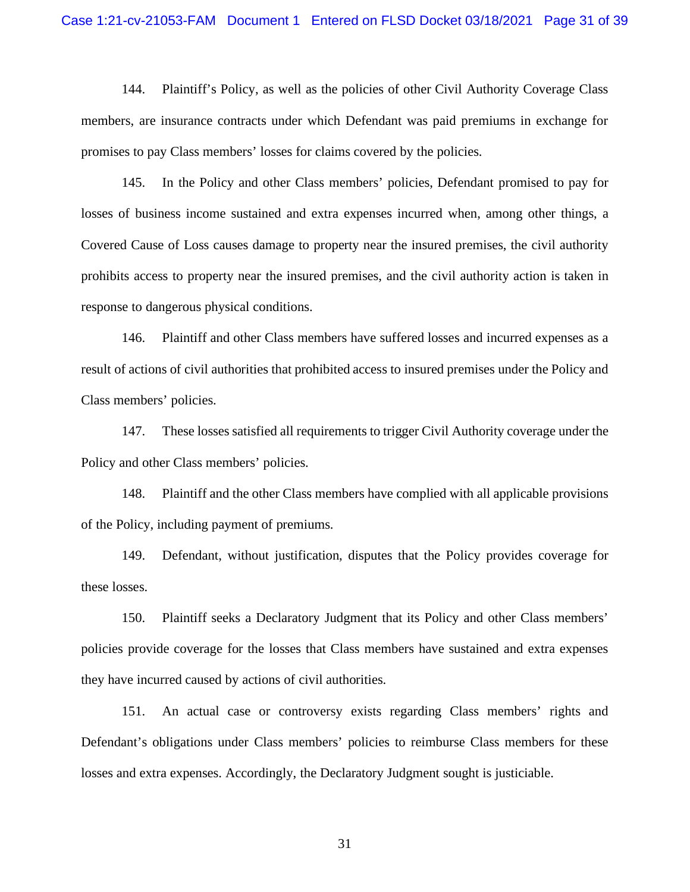144. Plaintiff's Policy, as well as the policies of other Civil Authority Coverage Class members, are insurance contracts under which Defendant was paid premiums in exchange for promises to pay Class members' losses for claims covered by the policies.

145. In the Policy and other Class members' policies, Defendant promised to pay for losses of business income sustained and extra expenses incurred when, among other things, a Covered Cause of Loss causes damage to property near the insured premises, the civil authority prohibits access to property near the insured premises, and the civil authority action is taken in response to dangerous physical conditions.

146. Plaintiff and other Class members have suffered losses and incurred expenses as a result of actions of civil authorities that prohibited access to insured premises under the Policy and Class members' policies.

147. These losses satisfied all requirements to trigger Civil Authority coverage under the Policy and other Class members' policies.

148. Plaintiff and the other Class members have complied with all applicable provisions of the Policy, including payment of premiums.

149. Defendant, without justification, disputes that the Policy provides coverage for these losses.

150. Plaintiff seeks a Declaratory Judgment that its Policy and other Class members' policies provide coverage for the losses that Class members have sustained and extra expenses they have incurred caused by actions of civil authorities.

151. An actual case or controversy exists regarding Class members' rights and Defendant's obligations under Class members' policies to reimburse Class members for these losses and extra expenses. Accordingly, the Declaratory Judgment sought is justiciable.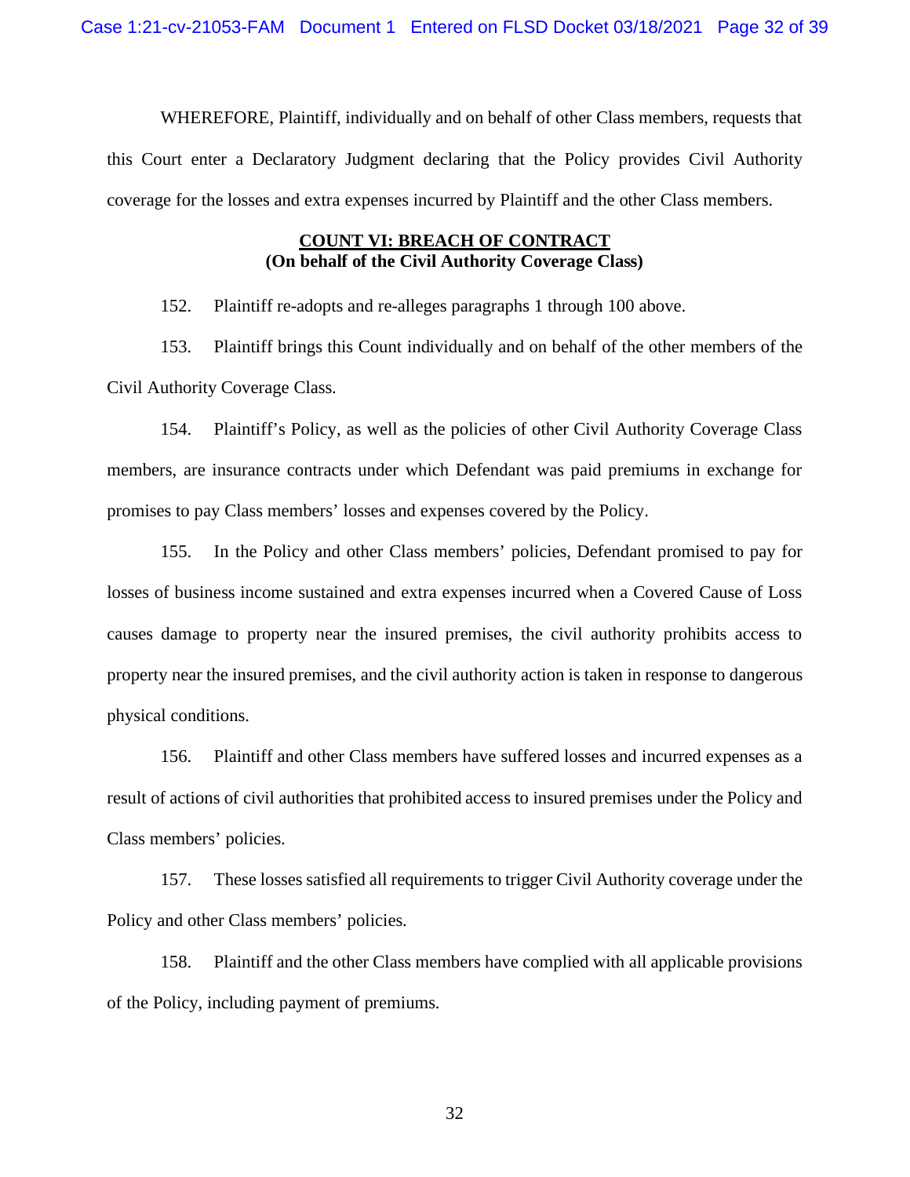WHEREFORE, Plaintiff, individually and on behalf of other Class members, requests that this Court enter a Declaratory Judgment declaring that the Policy provides Civil Authority coverage for the losses and extra expenses incurred by Plaintiff and the other Class members.

**COUNT VI: BREACH OF CONTRACT**
**(On behalf of the Civil Authority Coverage Class)**

152. Plaintiff re-adopts and re-alleges paragraphs 1 through 100 above.

153. Plaintiff brings this Count individually and on behalf of the other members of the Civil Authority Coverage Class.

154. Plaintiff's Policy, as well as the policies of other Civil Authority Coverage Class members, are insurance contracts under which Defendant was paid premiums in exchange for promises to pay Class members' losses and expenses covered by the Policy.

155. In the Policy and other Class members' policies, Defendant promised to pay for losses of business income sustained and extra expenses incurred when a Covered Cause of Loss causes damage to property near the insured premises, the civil authority prohibits access to property near the insured premises, and the civil authority action is taken in response to dangerous physical conditions.

156. Plaintiff and other Class members have suffered losses and incurred expenses as a result of actions of civil authorities that prohibited access to insured premises under the Policy and Class members' policies.

157. These losses satisfied all requirements to trigger Civil Authority coverage under the Policy and other Class members' policies.

158. Plaintiff and the other Class members have complied with all applicable provisions of the Policy, including payment of premiums.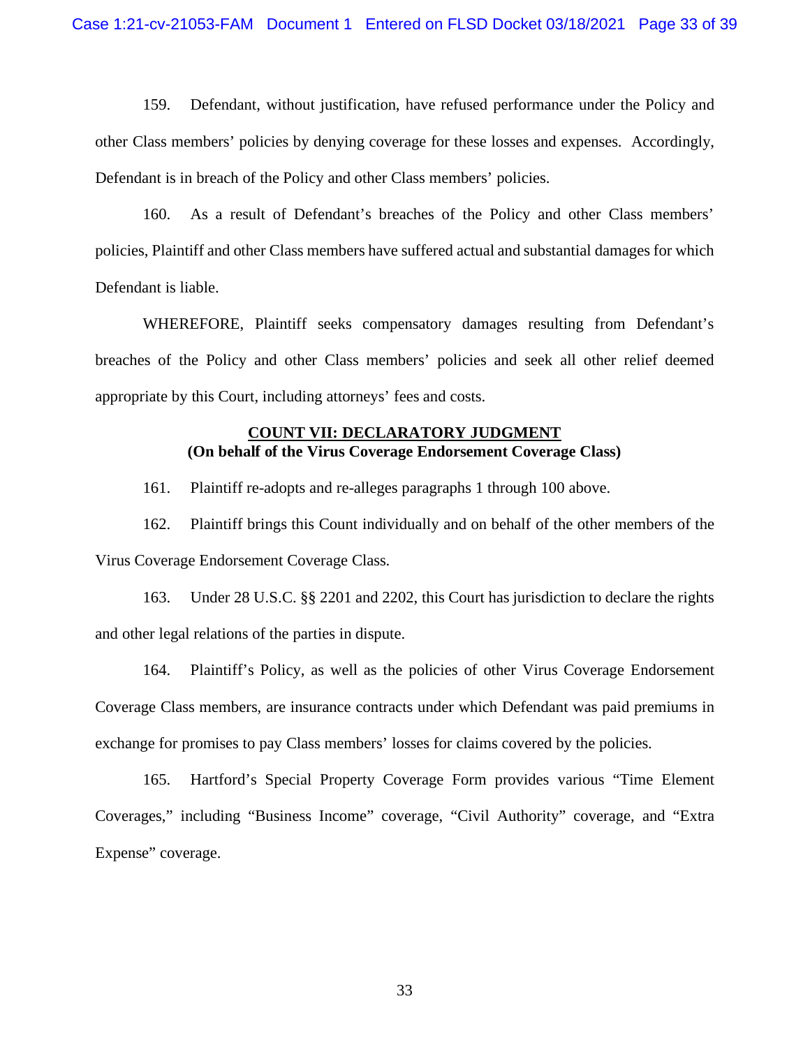159. Defendant, without justification, have refused performance under the Policy and other Class members' policies by denying coverage for these losses and expenses. Accordingly, Defendant is in breach of the Policy and other Class members' policies.

160. As a result of Defendant's breaches of the Policy and other Class members' policies, Plaintiff and other Class members have suffered actual and substantial damages for which Defendant is liable.

WHEREFORE, Plaintiff seeks compensatory damages resulting from Defendant's breaches of the Policy and other Class members' policies and seek all other relief deemed appropriate by this Court, including attorneys' fees and costs.

## COUNT VII: DECLARATORY JUDGMENT
**(On behalf of the Virus Coverage Endorsement Coverage Class)**

161. Plaintiff re-adopts and re-alleges paragraphs 1 through 100 above.

162. Plaintiff brings this Count individually and on behalf of the other members of the Virus Coverage Endorsement Coverage Class.

163. Under 28 U.S.C. §§ 2201 and 2202, this Court has jurisdiction to declare the rights and other legal relations of the parties in dispute.

164. Plaintiff's Policy, as well as the policies of other Virus Coverage Endorsement Coverage Class members, are insurance contracts under which Defendant was paid premiums in exchange for promises to pay Class members' losses for claims covered by the policies.

165. Hartford's Special Property Coverage Form provides various "Time Element Coverages," including "Business Income" coverage, "Civil Authority" coverage, and "Extra Expense" coverage.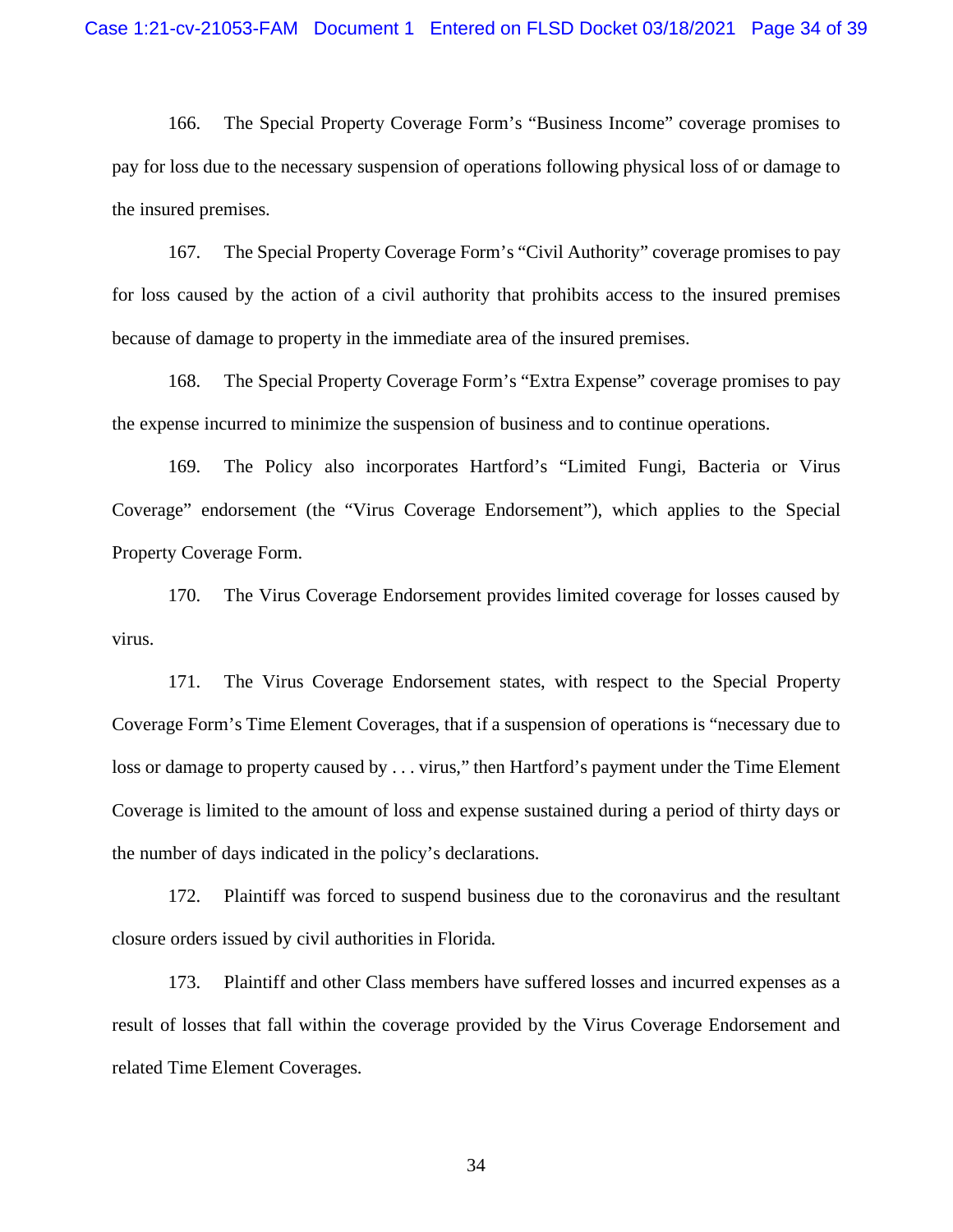166. The Special Property Coverage Form's "Business Income" coverage promises to pay for loss due to the necessary suspension of operations following physical loss of or damage to the insured premises.

167. The Special Property Coverage Form's "Civil Authority" coverage promises to pay for loss caused by the action of a civil authority that prohibits access to the insured premises because of damage to property in the immediate area of the insured premises.

168. The Special Property Coverage Form's "Extra Expense" coverage promises to pay the expense incurred to minimize the suspension of business and to continue operations.

169. The Policy also incorporates Hartford's "Limited Fungi, Bacteria or Virus Coverage" endorsement (the "Virus Coverage Endorsement"), which applies to the Special Property Coverage Form.

170. The Virus Coverage Endorsement provides limited coverage for losses caused by virus.

171. The Virus Coverage Endorsement states, with respect to the Special Property Coverage Form's Time Element Coverages, that if a suspension of operations is "necessary due to loss or damage to property caused by . . . virus," then Hartford's payment under the Time Element Coverage is limited to the amount of loss and expense sustained during a period of thirty days or the number of days indicated in the policy's declarations.

172. Plaintiff was forced to suspend business due to the coronavirus and the resultant closure orders issued by civil authorities in Florida.

173. Plaintiff and other Class members have suffered losses and incurred expenses as a result of losses that fall within the coverage provided by the Virus Coverage Endorsement and related Time Element Coverages.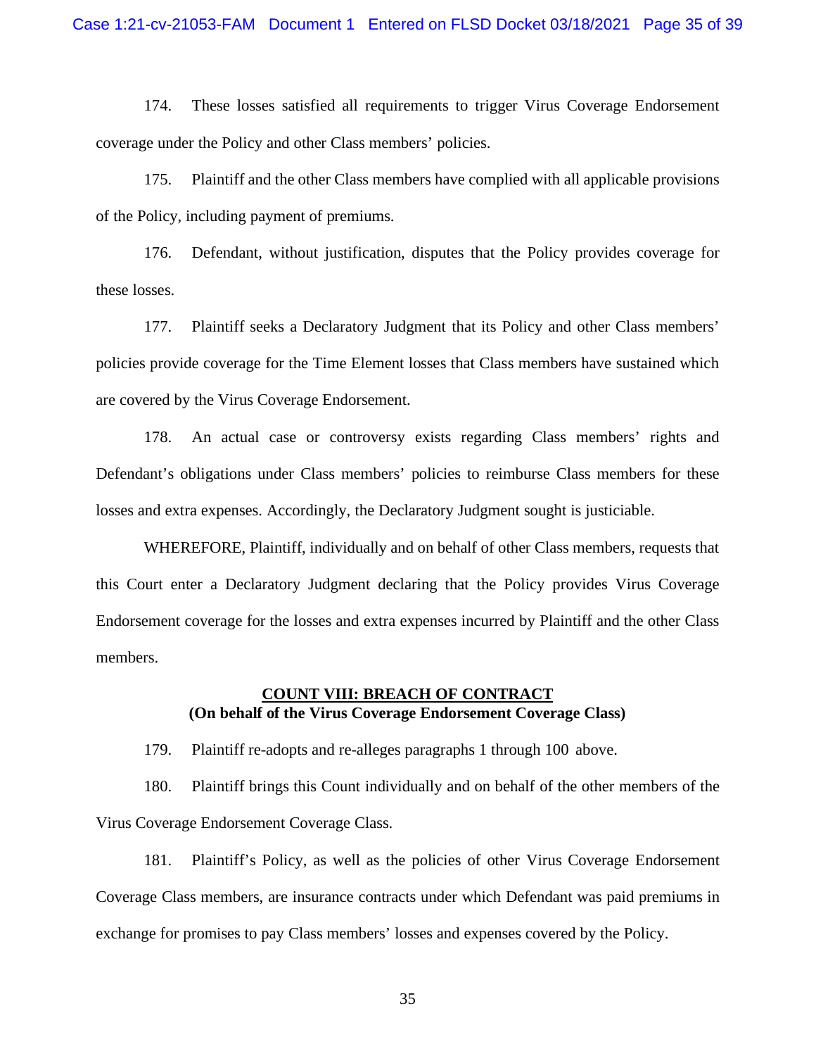174. These losses satisfied all requirements to trigger Virus Coverage Endorsement coverage under the Policy and other Class members' policies.

175. Plaintiff and the other Class members have complied with all applicable provisions of the Policy, including payment of premiums.

176. Defendant, without justification, disputes that the Policy provides coverage for these losses.

177. Plaintiff seeks a Declaratory Judgment that its Policy and other Class members' policies provide coverage for the Time Element losses that Class members have sustained which are covered by the Virus Coverage Endorsement.

178. An actual case or controversy exists regarding Class members' rights and Defendant's obligations under Class members' policies to reimburse Class members for these losses and extra expenses. Accordingly, the Declaratory Judgment sought is justiciable.

WHEREFORE, Plaintiff, individually and on behalf of other Class members, requests that this Court enter a Declaratory Judgment declaring that the Policy provides Virus Coverage Endorsement coverage for the losses and extra expenses incurred by Plaintiff and the other Class members.

**COUNT VIII: BREACH OF CONTRACT**
**(On behalf of the Virus Coverage Endorsement Coverage Class)**

179. Plaintiff re-adopts and re-alleges paragraphs 1 through 100 above.

180. Plaintiff brings this Count individually and on behalf of the other members of the Virus Coverage Endorsement Coverage Class.

181. Plaintiff's Policy, as well as the policies of other Virus Coverage Endorsement Coverage Class members, are insurance contracts under which Defendant was paid premiums in exchange for promises to pay Class members' losses and expenses covered by the Policy.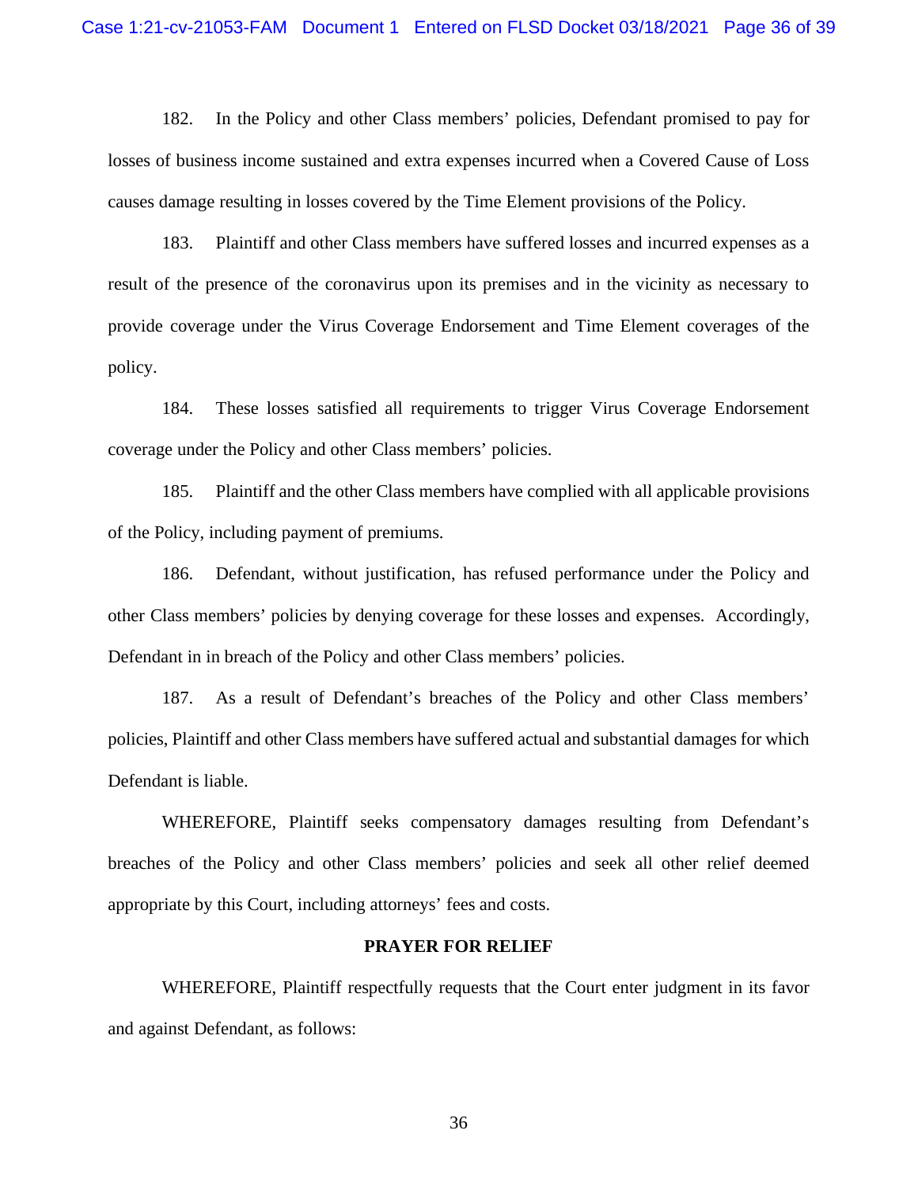182. In the Policy and other Class members' policies, Defendant promised to pay for losses of business income sustained and extra expenses incurred when a Covered Cause of Loss causes damage resulting in losses covered by the Time Element provisions of the Policy.

183. Plaintiff and other Class members have suffered losses and incurred expenses as a result of the presence of the coronavirus upon its premises and in the vicinity as necessary to provide coverage under the Virus Coverage Endorsement and Time Element coverages of the policy.

184. These losses satisfied all requirements to trigger Virus Coverage Endorsement coverage under the Policy and other Class members' policies.

185. Plaintiff and the other Class members have complied with all applicable provisions of the Policy, including payment of premiums.

186. Defendant, without justification, has refused performance under the Policy and other Class members' policies by denying coverage for these losses and expenses. Accordingly, Defendant in in breach of the Policy and other Class members' policies.

187. As a result of Defendant's breaches of the Policy and other Class members' policies, Plaintiff and other Class members have suffered actual and substantial damages for which Defendant is liable.

WHEREFORE, Plaintiff seeks compensatory damages resulting from Defendant's breaches of the Policy and other Class members' policies and seek all other relief deemed appropriate by this Court, including attorneys' fees and costs.

## PRAYER FOR RELIEF

WHEREFORE, Plaintiff respectfully requests that the Court enter judgment in its favor and against Defendant, as follows: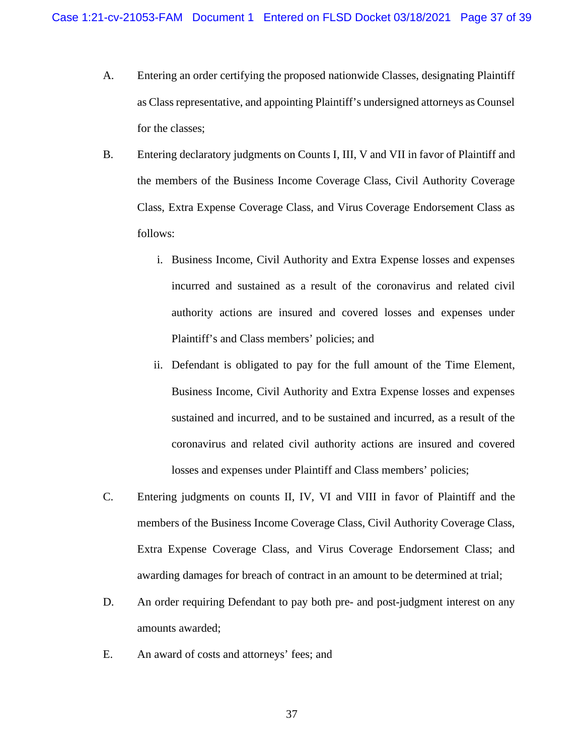A. Entering an order certifying the proposed nationwide Classes, designating Plaintiff as Class representative, and appointing Plaintiff's undersigned attorneys as Counsel for the classes;

B. Entering declaratory judgments on Counts I, III, V and VII in favor of Plaintiff and the members of the Business Income Coverage Class, Civil Authority Coverage Class, Extra Expense Coverage Class, and Virus Coverage Endorsement Class as follows:

   i. Business Income, Civil Authority and Extra Expense losses and expenses incurred and sustained as a result of the coronavirus and related civil authority actions are insured and covered losses and expenses under Plaintiff's and Class members' policies; and

   ii. Defendant is obligated to pay for the full amount of the Time Element, Business Income, Civil Authority and Extra Expense losses and expenses sustained and incurred, and to be sustained and incurred, as a result of the coronavirus and related civil authority actions are insured and covered losses and expenses under Plaintiff and Class members' policies;

C. Entering judgments on counts II, IV, VI and VIII in favor of Plaintiff and the members of the Business Income Coverage Class, Civil Authority Coverage Class, Extra Expense Coverage Class, and Virus Coverage Endorsement Class; and awarding damages for breach of contract in an amount to be determined at trial;

D. An order requiring Defendant to pay both pre- and post-judgment interest on any amounts awarded;

E. An award of costs and attorneys' fees; and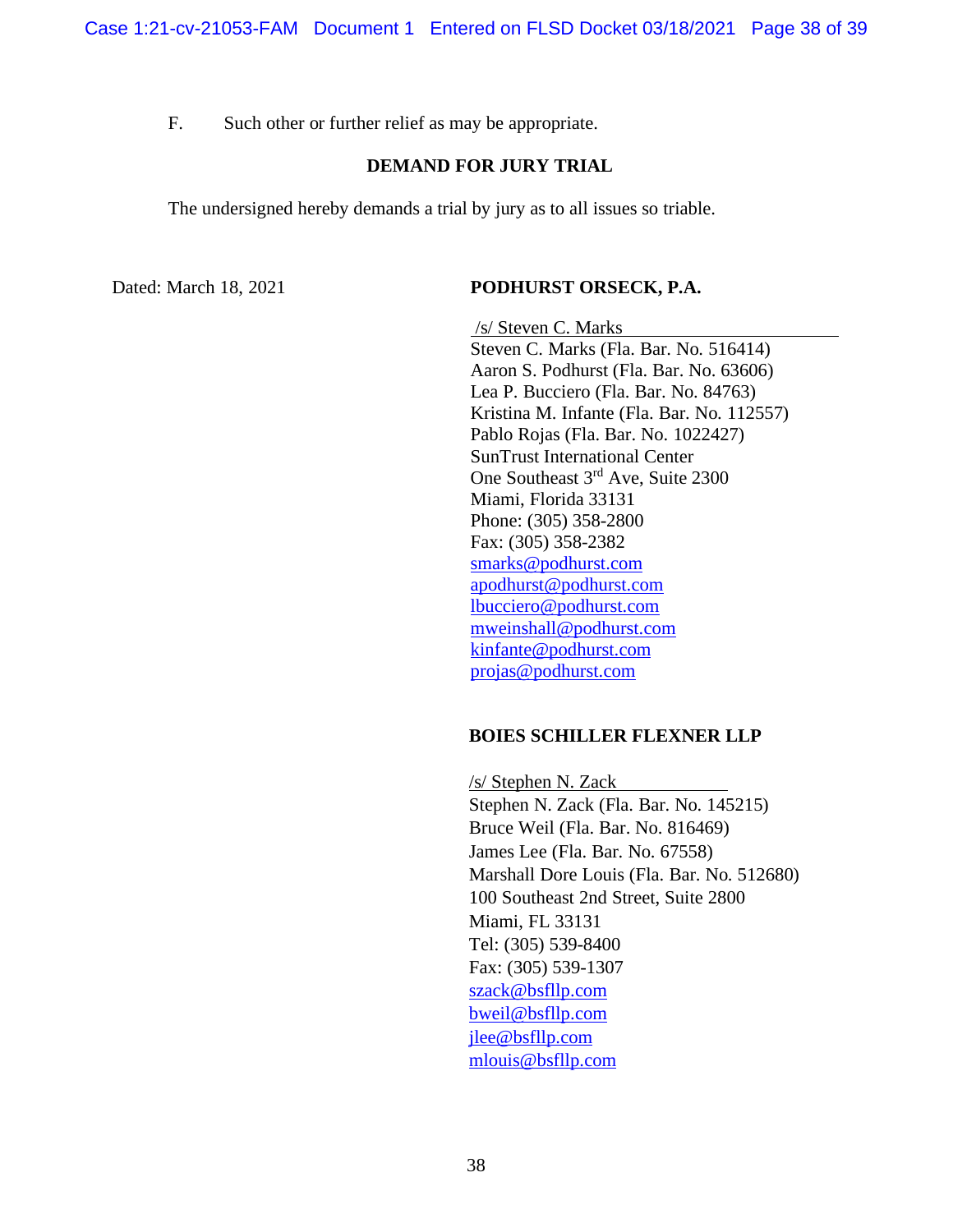F. Such other or further relief as may be appropriate.

**DEMAND FOR JURY TRIAL**

The undersigned hereby demands a trial by jury as to all issues so triable.

Dated: March 18, 2021

**PODHURST ORSECK, P.A.**

/s/ Steven C. Marks
Steven C. Marks (Fla. Bar. No. 516414)
Aaron S. Podhurst (Fla. Bar. No. 63606)
Lea P. Bucciero (Fla. Bar. No. 84763)
Kristina M. Infante (Fla. Bar. No. 112557)
Pablo Rojas (Fla. Bar. No. 1022427)
SunTrust International Center
One Southeast 3rd Ave, Suite 2300
Miami, Florida 33131
Phone: (305) 358-2800
Fax: (305) 358-2382
smarks@podhurst.com
apodhurst@podhurst.com
lbucciero@podhurst.com
mweinshall@podhurst.com
kinfante@podhurst.com
projas@podhurst.com

**BOIES SCHILLER FLEXNER LLP**

/s/ Stephen N. Zack
Stephen N. Zack (Fla. Bar. No. 145215)
Bruce Weil (Fla. Bar. No. 816469)
James Lee (Fla. Bar. No. 67558)
Marshall Dore Louis (Fla. Bar. No. 512680)
100 Southeast 2nd Street, Suite 2800
Miami, FL 33131
Tel: (305) 539-8400
Fax: (305) 539-1307
szack@bsfllp.com
bweil@bsfllp.com
jlee@bsfllp.com
mlouis@bsfllp.com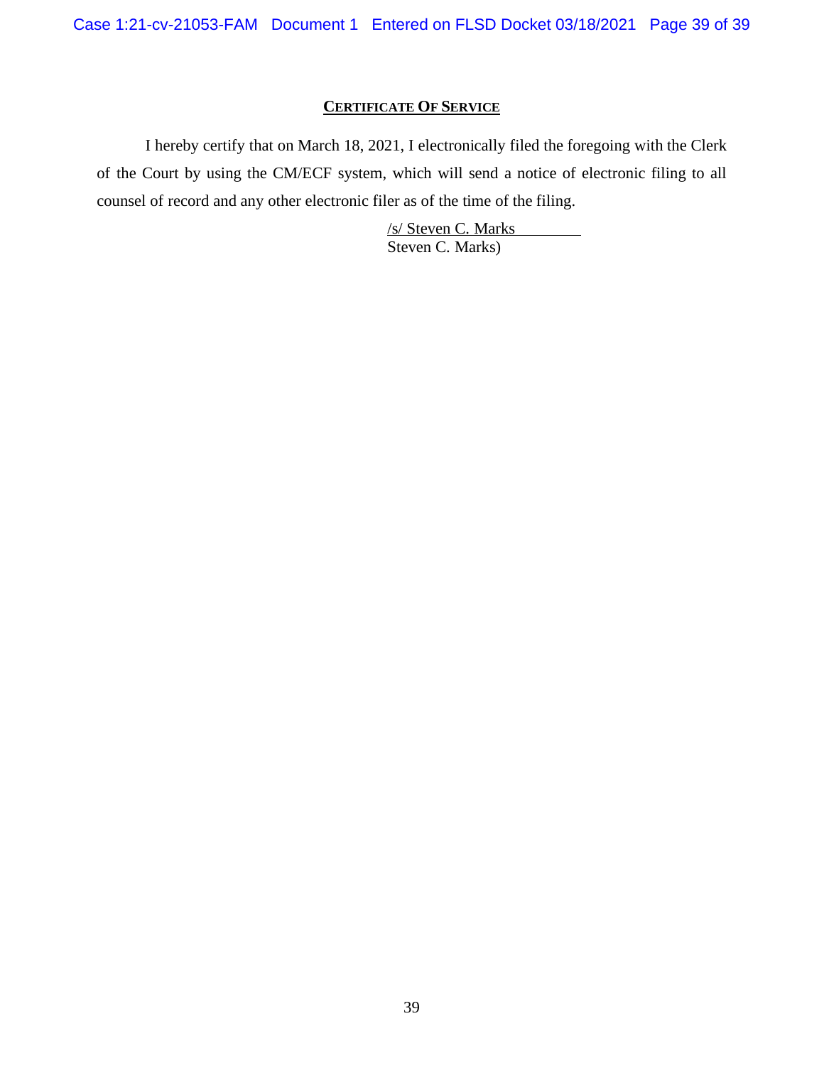## CERTIFICATE OF SERVICE

I hereby certify that on March 18, 2021, I electronically filed the foregoing with the Clerk of the Court by using the CM/ECF system, which will send a notice of electronic filing to all counsel of record and any other electronic filer as of the time of the filing.

/s/ Steven C. Marks
Steven C. Marks)